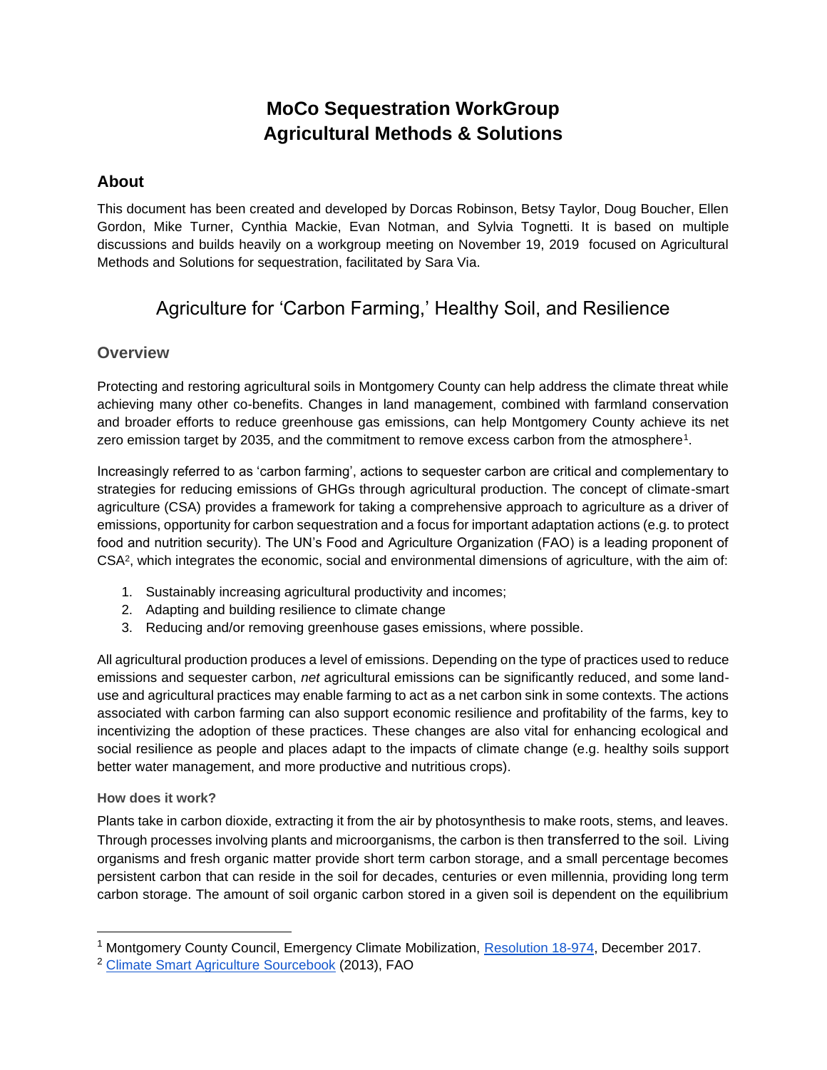# MoCo Sequestration WorkGroup
# Agricultural Methods & Solutions

## About

This document has been created and developed by Dorcas Robinson, Betsy Taylor, Doug Boucher, Ellen Gordon, Mike Turner, Cynthia Mackie, Evan Notman, and Sylvia Tognetti. It is based on multiple discussions and builds heavily on a workgroup meeting on November 19, 2019 focused on Agricultural Methods and Solutions for sequestration, facilitated by Sara Via.

## Agriculture for 'Carbon Farming,' Healthy Soil, and Resilience

### Overview

Protecting and restoring agricultural soils in Montgomery County can help address the climate threat while achieving many other co-benefits. Changes in land management, combined with farmland conservation and broader efforts to reduce greenhouse gas emissions, can help Montgomery County achieve its net zero emission target by 2035, and the commitment to remove excess carbon from the atmosphere[1].

Increasingly referred to as 'carbon farming', actions to sequester carbon are critical and complementary to strategies for reducing emissions of GHGs through agricultural production. The concept of climate-smart agriculture (CSA) provides a framework for taking a comprehensive approach to agriculture as a driver of emissions, opportunity for carbon sequestration and a focus for important adaptation actions (e.g. to protect food and nutrition security). The UN's Food and Agriculture Organization (FAO) is a leading proponent of CSA[2], which integrates the economic, social and environmental dimensions of agriculture, with the aim of:

1. Sustainably increasing agricultural productivity and incomes;
2. Adapting and building resilience to climate change
3. Reducing and/or removing greenhouse gases emissions, where possible.

All agricultural production produces a level of emissions. Depending on the type of practices used to reduce emissions and sequester carbon, *net* agricultural emissions can be significantly reduced, and some land-use and agricultural practices may enable farming to act as a net carbon sink in some contexts. The actions associated with carbon farming can also support economic resilience and profitability of the farms, key to incentivizing the adoption of these practices. These changes are also vital for enhancing ecological and social resilience as people and places adapt to the impacts of climate change (e.g. healthy soils support better water management, and more productive and nutritious crops).

#### How does it work?

Plants take in carbon dioxide, extracting it from the air by photosynthesis to make roots, stems, and leaves. Through processes involving plants and microorganisms, the carbon is then transferred to the soil. Living organisms and fresh organic matter provide short term carbon storage, and a small percentage becomes persistent carbon that can reside in the soil for decades, centuries or even millennia, providing long term carbon storage. The amount of soil organic carbon stored in a given soil is dependent on the equilibrium

---

[1] Montgomery County Council, Emergency Climate Mobilization, Resolution 18-974, December 2017.

[2] Climate Smart Agriculture Sourcebook (2013), FAO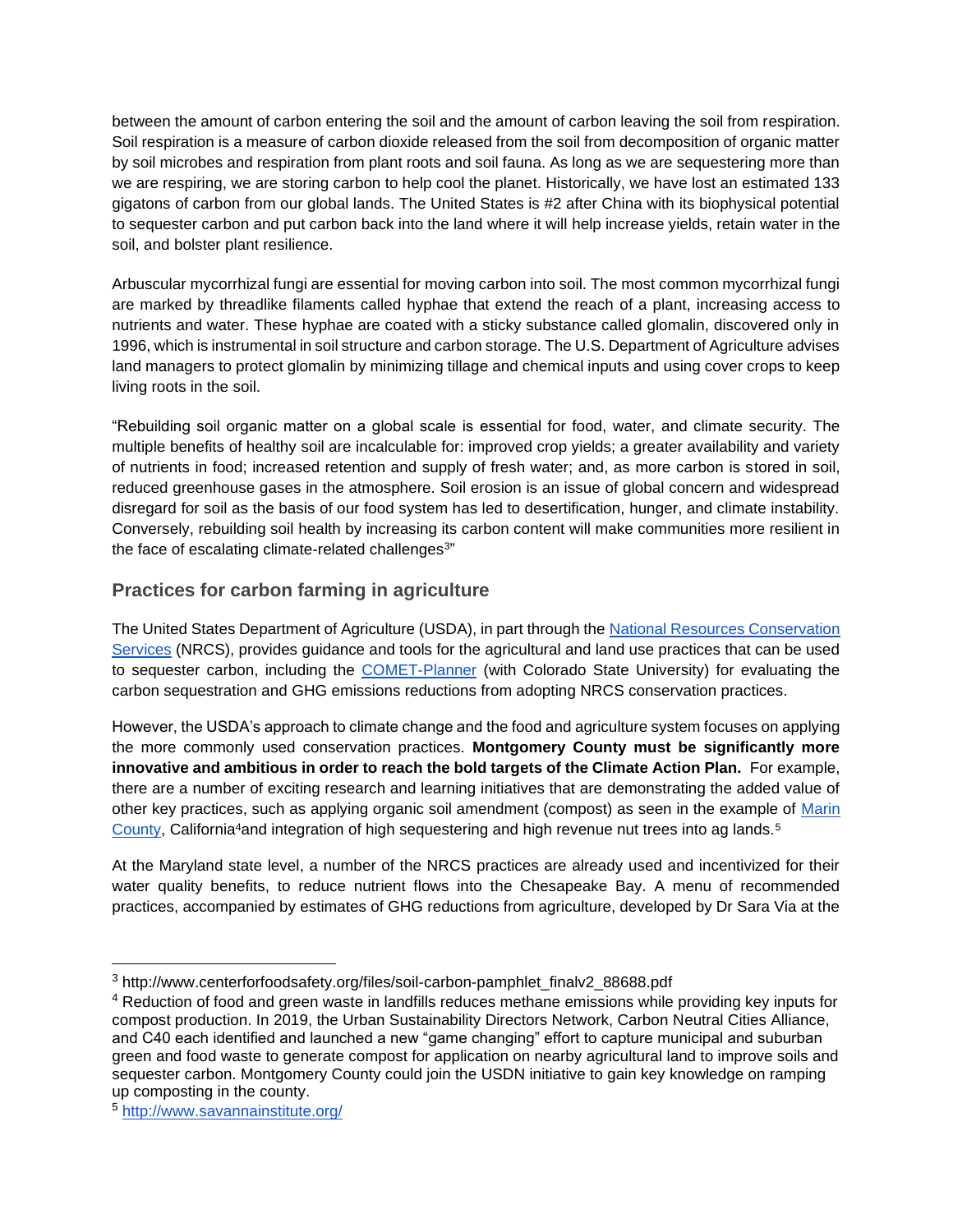between the amount of carbon entering the soil and the amount of carbon leaving the soil from respiration. Soil respiration is a measure of carbon dioxide released from the soil from decomposition of organic matter by soil microbes and respiration from plant roots and soil fauna. As long as we are sequestering more than we are respiring, we are storing carbon to help cool the planet. Historically, we have lost an estimated 133 gigatons of carbon from our global lands. The United States is #2 after China with its biophysical potential to sequester carbon and put carbon back into the land where it will help increase yields, retain water in the soil, and bolster plant resilience.

Arbuscular mycorrhizal fungi are essential for moving carbon into soil. The most common mycorrhizal fungi are marked by threadlike filaments called hyphae that extend the reach of a plant, increasing access to nutrients and water. These hyphae are coated with a sticky substance called glomalin, discovered only in 1996, which is instrumental in soil structure and carbon storage. The U.S. Department of Agriculture advises land managers to protect glomalin by minimizing tillage and chemical inputs and using cover crops to keep living roots in the soil.

"Rebuilding soil organic matter on a global scale is essential for food, water, and climate security. The multiple benefits of healthy soil are incalculable for: improved crop yields; a greater availability and variety of nutrients in food; increased retention and supply of fresh water; and, as more carbon is stored in soil, reduced greenhouse gases in the atmosphere. Soil erosion is an issue of global concern and widespread disregard for soil as the basis of our food system has led to desertification, hunger, and climate instability. Conversely, rebuilding soil health by increasing its carbon content will make communities more resilient in the face of escalating climate-related challenges[3]"

## Practices for carbon farming in agriculture

The United States Department of Agriculture (USDA), in part through the National Resources Conservation Services (NRCS), provides guidance and tools for the agricultural and land use practices that can be used to sequester carbon, including the COMET-Planner (with Colorado State University) for evaluating the carbon sequestration and GHG emissions reductions from adopting NRCS conservation practices.

However, the USDA's approach to climate change and the food and agriculture system focuses on applying the more commonly used conservation practices. **Montgomery County must be significantly more innovative and ambitious in order to reach the bold targets of the Climate Action Plan.** For example, there are a number of exciting research and learning initiatives that are demonstrating the added value of other key practices, such as applying organic soil amendment (compost) as seen in the example of Marin County, California[4] and integration of high sequestering and high revenue nut trees into ag lands.[5]

At the Maryland state level, a number of the NRCS practices are already used and incentivized for their water quality benefits, to reduce nutrient flows into the Chesapeake Bay. A menu of recommended practices, accompanied by estimates of GHG reductions from agriculture, developed by Dr Sara Via at the

---

[3] http://www.centerforfoodsafety.org/files/soil-carbon-pamphlet_finalv2_88688.pdf

[4] Reduction of food and green waste in landfills reduces methane emissions while providing key inputs for compost production. In 2019, the Urban Sustainability Directors Network, Carbon Neutral Cities Alliance, and C40 each identified and launched a new "game changing" effort to capture municipal and suburban green and food waste to generate compost for application on nearby agricultural land to improve soils and sequester carbon. Montgomery County could join the USDN initiative to gain key knowledge on ramping up composting in the county.

[5] http://www.savannainstitute.org/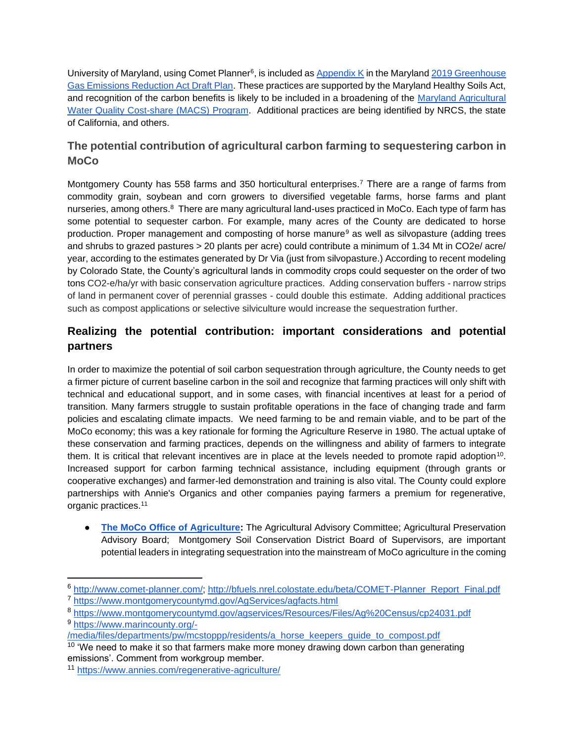University of Maryland, using Comet Planner[6], is included as [Appendix K](#) in the Maryland [2019 Greenhouse Gas Emissions Reduction Act Draft Plan](#). These practices are supported by the Maryland Healthy Soils Act, and recognition of the carbon benefits is likely to be included in a broadening of the [Maryland Agricultural Water Quality Cost-share (MACS) Program](#). Additional practices are being identified by NRCS, the state of California, and others.

### The potential contribution of agricultural carbon farming to sequestering carbon in MoCo

Montgomery County has 558 farms and 350 horticultural enterprises.[7] There are a range of farms from commodity grain, soybean and corn growers to diversified vegetable farms, horse farms and plant nurseries, among others.[8] There are many agricultural land-uses practiced in MoCo. Each type of farm has some potential to sequester carbon. For example, many acres of the County are dedicated to horse production. Proper management and composting of horse manure[9] as well as silvopasture (adding trees and shrubs to grazed pastures > 20 plants per acre) could contribute a minimum of 1.34 Mt in CO2e/ acre/ year, according to the estimates generated by Dr Via (just from silvopasture.) According to recent modeling by Colorado State, the County's agricultural lands in commodity crops could sequester on the order of two tons CO2-e/ha/yr with basic conservation agriculture practices. Adding conservation buffers - narrow strips of land in permanent cover of perennial grasses - could double this estimate. Adding additional practices such as compost applications or selective silviculture would increase the sequestration further.

## Realizing the potential contribution: important considerations and potential partners

In order to maximize the potential of soil carbon sequestration through agriculture, the County needs to get a firmer picture of current baseline carbon in the soil and recognize that farming practices will only shift with technical and educational support, and in some cases, with financial incentives at least for a period of transition. Many farmers struggle to sustain profitable operations in the face of changing trade and farm policies and escalating climate impacts. We need farming to be and remain viable, and to be part of the MoCo economy; this was a key rationale for forming the Agriculture Reserve in 1980. The actual uptake of these conservation and farming practices, depends on the willingness and ability of farmers to integrate them. It is critical that relevant incentives are in place at the levels needed to promote rapid adoption[10]. Increased support for carbon farming technical assistance, including equipment (through grants or cooperative exchanges) and farmer-led demonstration and training is also vital. The County could explore partnerships with Annie's Organics and other companies paying farmers a premium for regenerative, organic practices.[11]

- **[The MoCo Office of Agriculture](#):** The Agricultural Advisory Committee; Agricultural Preservation Advisory Board; Montgomery Soil Conservation District Board of Supervisors, are important potential leaders in integrating sequestration into the mainstream of MoCo agriculture in the coming

---

[6] http://www.comet-planner.com/; http://bfuels.nrel.colostate.edu/beta/COMET-Planner_Report_Final.pdf

[7] https://www.montgomerycountymd.gov/AgServices/agfacts.html

[8] https://www.montgomerycountymd.gov/agservices/Resources/Files/Ag%20Census/cp24031.pdf

[9] https://www.marincounty.org/-/media/files/departments/pw/mcstoppp/residents/a_horse_keepers_guide_to_compost.pdf

[10] 'We need to make it so that farmers make more money drawing down carbon than generating emissions'. Comment from workgroup member.

[11] https://www.annies.com/regenerative-agriculture/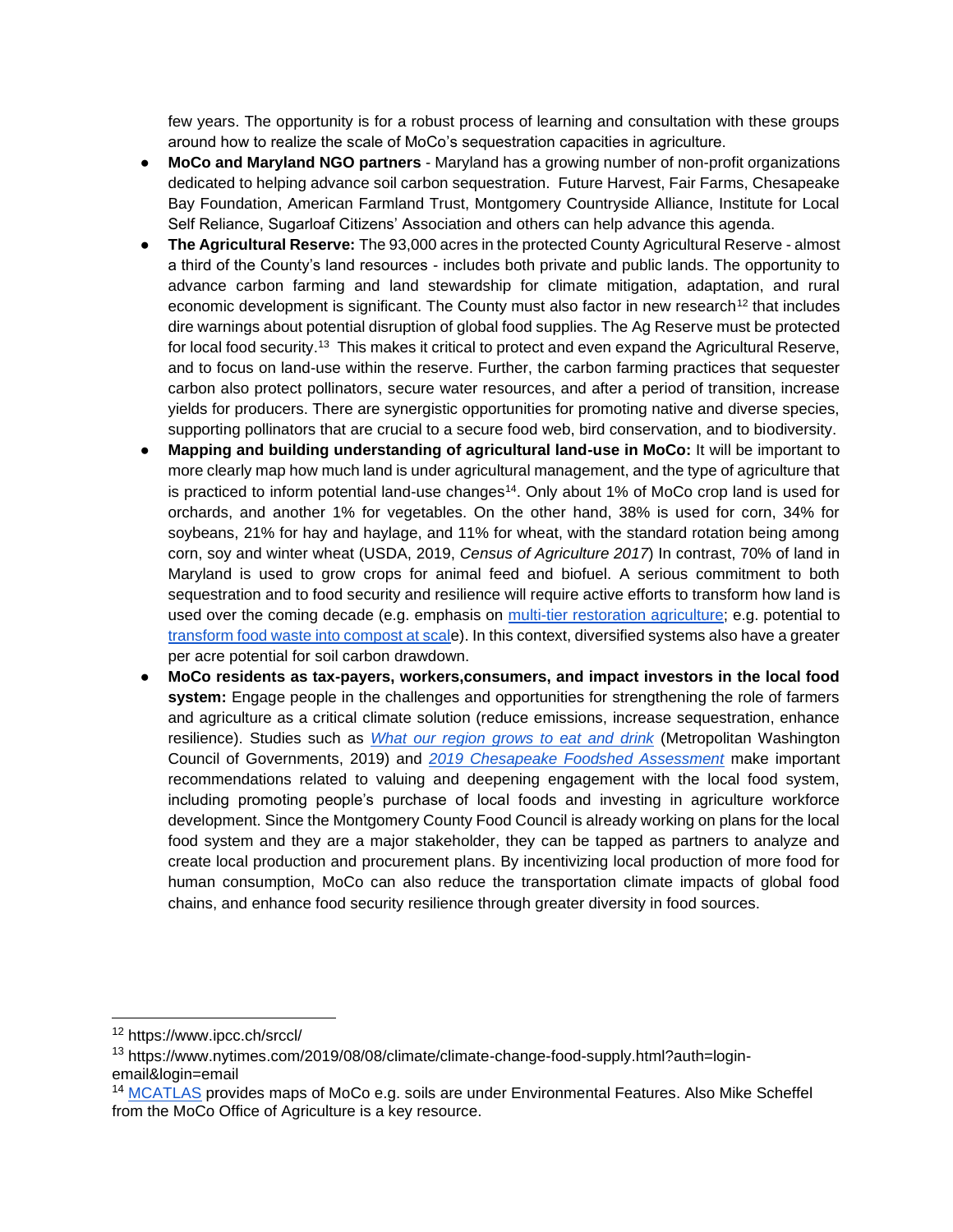few years. The opportunity is for a robust process of learning and consultation with these groups around how to realize the scale of MoCo's sequestration capacities in agriculture.

- **MoCo and Maryland NGO partners** - Maryland has a growing number of non-profit organizations dedicated to helping advance soil carbon sequestration. Future Harvest, Fair Farms, Chesapeake Bay Foundation, American Farmland Trust, Montgomery Countryside Alliance, Institute for Local Self Reliance, Sugarloaf Citizens' Association and others can help advance this agenda.
- **The Agricultural Reserve:** The 93,000 acres in the protected County Agricultural Reserve - almost a third of the County's land resources - includes both private and public lands. The opportunity to advance carbon farming and land stewardship for climate mitigation, adaptation, and rural economic development is significant. The County must also factor in new research[12] that includes dire warnings about potential disruption of global food supplies. The Ag Reserve must be protected for local food security.[13] This makes it critical to protect and even expand the Agricultural Reserve, and to focus on land-use within the reserve. Further, the carbon farming practices that sequester carbon also protect pollinators, secure water resources, and after a period of transition, increase yields for producers. There are synergistic opportunities for promoting native and diverse species, supporting pollinators that are crucial to a secure food web, bird conservation, and to biodiversity.
- **Mapping and building understanding of agricultural land-use in MoCo:** It will be important to more clearly map how much land is under agricultural management, and the type of agriculture that is practiced to inform potential land-use changes[14]. Only about 1% of MoCo crop land is used for orchards, and another 1% for vegetables. On the other hand, 38% is used for corn, 34% for soybeans, 21% for hay and haylage, and 11% for wheat, with the standard rotation being among corn, soy and winter wheat (USDA, 2019, *Census of Agriculture 2017*) In contrast, 70% of land in Maryland is used to grow crops for animal feed and biofuel. A serious commitment to both sequestration and to food security and resilience will require active efforts to transform how land is used over the coming decade (e.g. emphasis on multi-tier restoration agriculture; e.g. potential to transform food waste into compost at scale). In this context, diversified systems also have a greater per acre potential for soil carbon drawdown.
- **MoCo residents as tax-payers, workers,consumers, and impact investors in the local food system:** Engage people in the challenges and opportunities for strengthening the role of farmers and agriculture as a critical climate solution (reduce emissions, increase sequestration, enhance resilience). Studies such as *What our region grows to eat and drink* (Metropolitan Washington Council of Governments, 2019) and *2019 Chesapeake Foodshed Assessment* make important recommendations related to valuing and deepening engagement with the local food system, including promoting people's purchase of local foods and investing in agriculture workforce development. Since the Montgomery County Food Council is already working on plans for the local food system and they are a major stakeholder, they can be tapped as partners to analyze and create local production and procurement plans. By incentivizing local production of more food for human consumption, MoCo can also reduce the transportation climate impacts of global food chains, and enhance food security resilience through greater diversity in food sources.

---

[12] https://www.ipcc.ch/srccl/

[13] https://www.nytimes.com/2019/08/08/climate/climate-change-food-supply.html?auth=login-email&login=email

[14] MCATLAS provides maps of MoCo e.g. soils are under Environmental Features. Also Mike Scheffel from the MoCo Office of Agriculture is a key resource.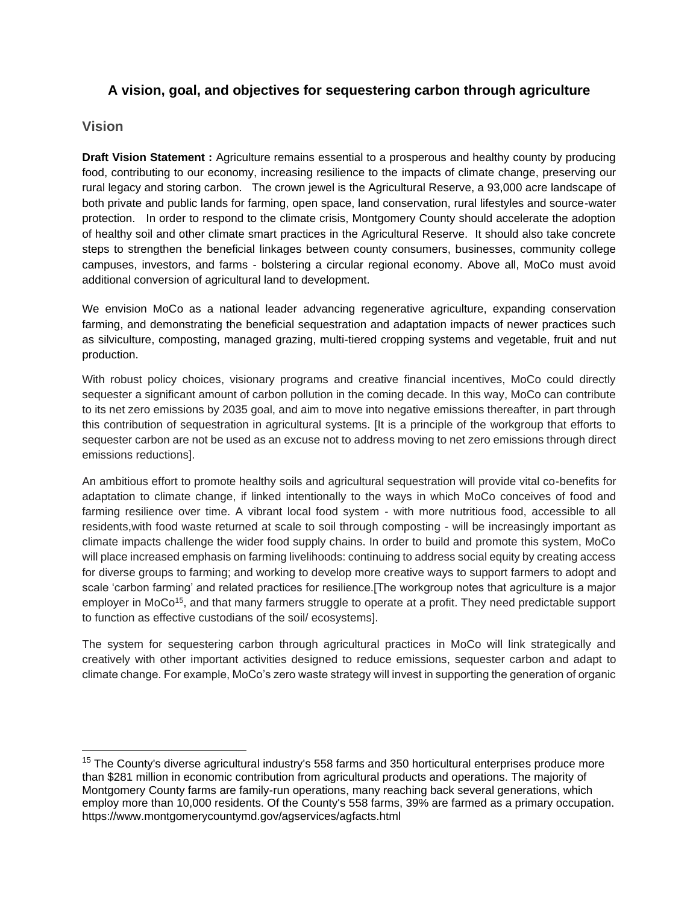## A vision, goal, and objectives for sequestering carbon through agriculture

### Vision

**Draft Vision Statement :** Agriculture remains essential to a prosperous and healthy county by producing food, contributing to our economy, increasing resilience to the impacts of climate change, preserving our rural legacy and storing carbon. The crown jewel is the Agricultural Reserve, a 93,000 acre landscape of both private and public lands for farming, open space, land conservation, rural lifestyles and source-water protection. In order to respond to the climate crisis, Montgomery County should accelerate the adoption of healthy soil and other climate smart practices in the Agricultural Reserve. It should also take concrete steps to strengthen the beneficial linkages between county consumers, businesses, community college campuses, investors, and farms - bolstering a circular regional economy. Above all, MoCo must avoid additional conversion of agricultural land to development.

We envision MoCo as a national leader advancing regenerative agriculture, expanding conservation farming, and demonstrating the beneficial sequestration and adaptation impacts of newer practices such as silviculture, composting, managed grazing, multi-tiered cropping systems and vegetable, fruit and nut production.

With robust policy choices, visionary programs and creative financial incentives, MoCo could directly sequester a significant amount of carbon pollution in the coming decade. In this way, MoCo can contribute to its net zero emissions by 2035 goal, and aim to move into negative emissions thereafter, in part through this contribution of sequestration in agricultural systems. [It is a principle of the workgroup that efforts to sequester carbon are not be used as an excuse not to address moving to net zero emissions through direct emissions reductions].

An ambitious effort to promote healthy soils and agricultural sequestration will provide vital co-benefits for adaptation to climate change, if linked intentionally to the ways in which MoCo conceives of food and farming resilience over time. A vibrant local food system - with more nutritious food, accessible to all residents,with food waste returned at scale to soil through composting - will be increasingly important as climate impacts challenge the wider food supply chains. In order to build and promote this system, MoCo will place increased emphasis on farming livelihoods: continuing to address social equity by creating access for diverse groups to farming; and working to develop more creative ways to support farmers to adopt and scale 'carbon farming' and related practices for resilience.[The workgroup notes that agriculture is a major employer in MoCo[15], and that many farmers struggle to operate at a profit. They need predictable support to function as effective custodians of the soil/ ecosystems].

The system for sequestering carbon through agricultural practices in MoCo will link strategically and creatively with other important activities designed to reduce emissions, sequester carbon and adapt to climate change. For example, MoCo's zero waste strategy will invest in supporting the generation of organic

---

[15] The County's diverse agricultural industry's 558 farms and 350 horticultural enterprises produce more than $281 million in economic contribution from agricultural products and operations. The majority of Montgomery County farms are family-run operations, many reaching back several generations, which employ more than 10,000 residents. Of the County's 558 farms, 39% are farmed as a primary occupation. https://www.montgomerycountymd.gov/agservices/agfacts.html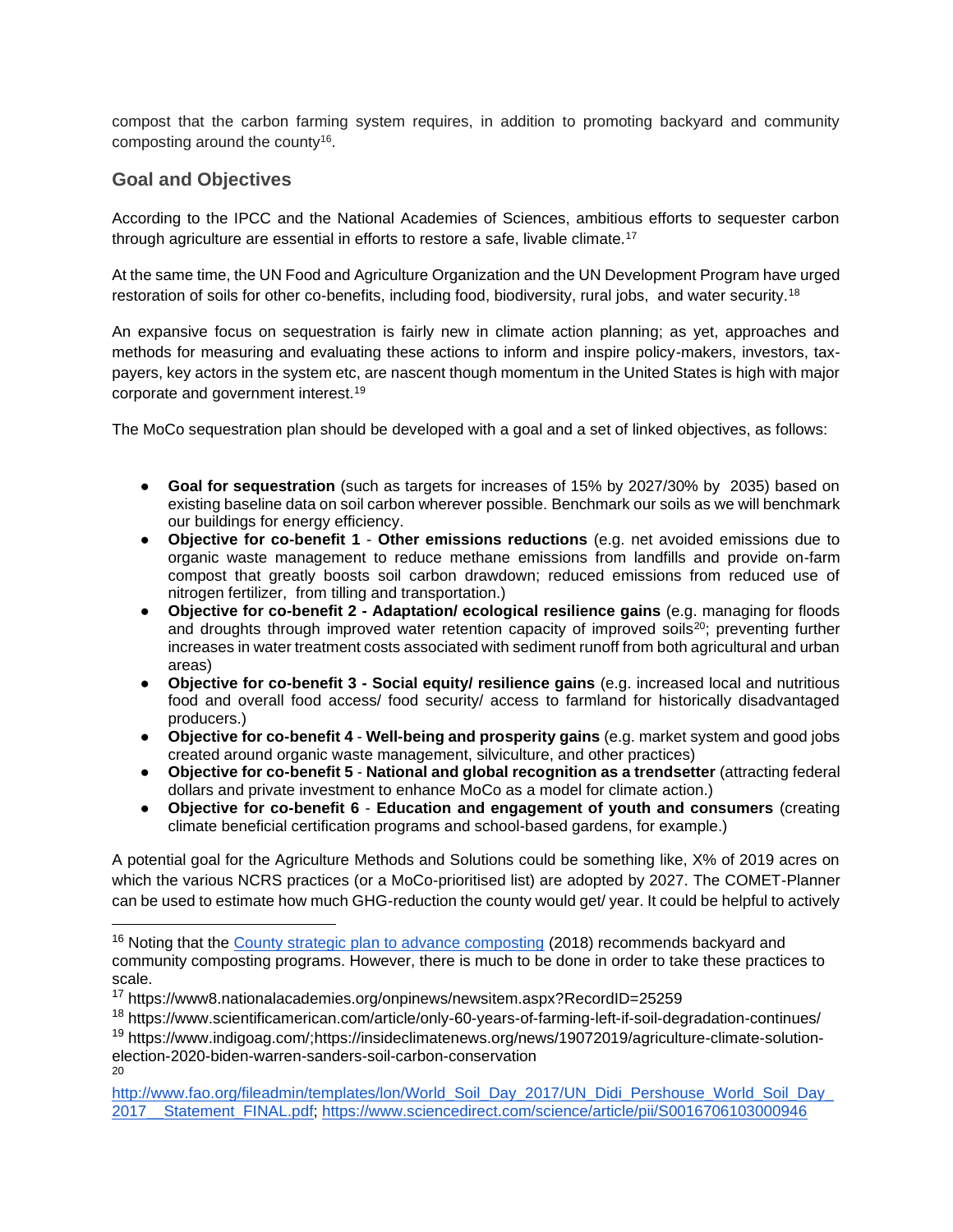compost that the carbon farming system requires, in addition to promoting backyard and community composting around the county[16].

## Goal and Objectives

According to the IPCC and the National Academies of Sciences, ambitious efforts to sequester carbon through agriculture are essential in efforts to restore a safe, livable climate.[17]

At the same time, the UN Food and Agriculture Organization and the UN Development Program have urged restoration of soils for other co-benefits, including food, biodiversity, rural jobs, and water security.[18]

An expansive focus on sequestration is fairly new in climate action planning; as yet, approaches and methods for measuring and evaluating these actions to inform and inspire policy-makers, investors, tax-payers, key actors in the system etc, are nascent though momentum in the United States is high with major corporate and government interest.[19]

The MoCo sequestration plan should be developed with a goal and a set of linked objectives, as follows:

- **Goal for sequestration** (such as targets for increases of 15% by 2027/30% by 2035) based on existing baseline data on soil carbon wherever possible. Benchmark our soils as we will benchmark our buildings for energy efficiency.
- **Objective for co-benefit 1** - **Other emissions reductions** (e.g. net avoided emissions due to organic waste management to reduce methane emissions from landfills and provide on-farm compost that greatly boosts soil carbon drawdown; reduced emissions from reduced use of nitrogen fertilizer, from tilling and transportation.)
- **Objective for co-benefit 2 - Adaptation/ ecological resilience gains** (e.g. managing for floods and droughts through improved water retention capacity of improved soils[20]; preventing further increases in water treatment costs associated with sediment runoff from both agricultural and urban areas)
- **Objective for co-benefit 3 - Social equity/ resilience gains** (e.g. increased local and nutritious food and overall food access/ food security/ access to farmland for historically disadvantaged producers.)
- **Objective for co-benefit 4** - **Well-being and prosperity gains** (e.g. market system and good jobs created around organic waste management, silviculture, and other practices)
- **Objective for co-benefit 5** - **National and global recognition as a trendsetter** (attracting federal dollars and private investment to enhance MoCo as a model for climate action.)
- **Objective for co-benefit 6** - **Education and engagement of youth and consumers** (creating climate beneficial certification programs and school-based gardens, for example.)

A potential goal for the Agriculture Methods and Solutions could be something like, X% of 2019 acres on which the various NCRS practices (or a MoCo-prioritised list) are adopted by 2027. The COMET-Planner can be used to estimate how much GHG-reduction the county would get/ year. It could be helpful to actively

---

[16] Noting that the [County strategic plan to advance composting](#) (2018) recommends backyard and community composting programs. However, there is much to be done in order to take these practices to scale.

[17] https://www8.nationalacademies.org/onpinews/newsitem.aspx?RecordID=25259

[18] https://www.scientificamerican.com/article/only-60-years-of-farming-left-if-soil-degradation-continues/

[19] https://www.indigoag.com/;https://insideclimatenews.org/news/19072019/agriculture-climate-solution-election-2020-biden-warren-sanders-soil-carbon-conservation

[20] http://www.fao.org/fileadmin/templates/lon/World_Soil_Day_2017/UN_Didi_Pershouse_World_Soil_Day_2017__Statement_FINAL.pdf; https://www.sciencedirect.com/science/article/pii/S0016706103000946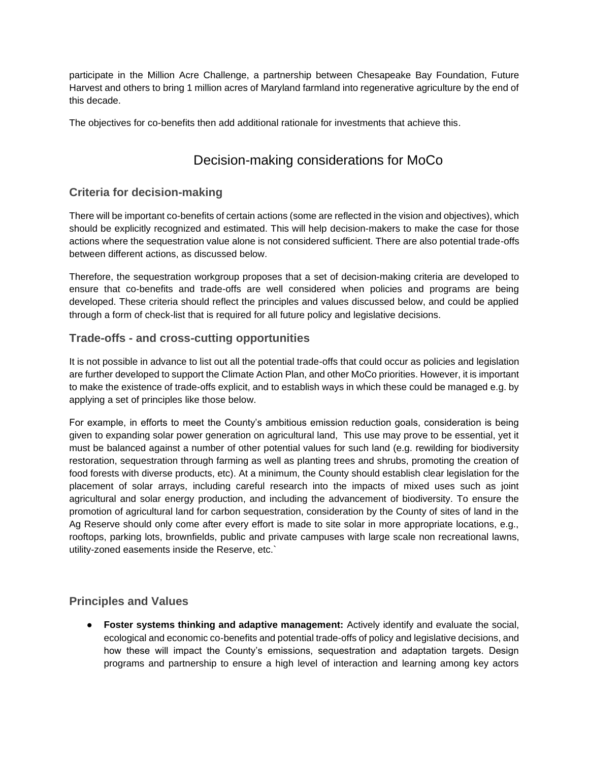participate in the Million Acre Challenge, a partnership between Chesapeake Bay Foundation, Future Harvest and others to bring 1 million acres of Maryland farmland into regenerative agriculture by the end of this decade.

The objectives for co-benefits then add additional rationale for investments that achieve this.

# Decision-making considerations for MoCo

## Criteria for decision-making

There will be important co-benefits of certain actions (some are reflected in the vision and objectives), which should be explicitly recognized and estimated. This will help decision-makers to make the case for those actions where the sequestration value alone is not considered sufficient. There are also potential trade-offs between different actions, as discussed below.

Therefore, the sequestration workgroup proposes that a set of decision-making criteria are developed to ensure that co-benefits and trade-offs are well considered when policies and programs are being developed. These criteria should reflect the principles and values discussed below, and could be applied through a form of check-list that is required for all future policy and legislative decisions.

## Trade-offs - and cross-cutting opportunities

It is not possible in advance to list out all the potential trade-offs that could occur as policies and legislation are further developed to support the Climate Action Plan, and other MoCo priorities. However, it is important to make the existence of trade-offs explicit, and to establish ways in which these could be managed e.g. by applying a set of principles like those below.

For example, in efforts to meet the County's ambitious emission reduction goals, consideration is being given to expanding solar power generation on agricultural land, This use may prove to be essential, yet it must be balanced against a number of other potential values for such land (e.g. rewilding for biodiversity restoration, sequestration through farming as well as planting trees and shrubs, promoting the creation of food forests with diverse products, etc). At a minimum, the County should establish clear legislation for the placement of solar arrays, including careful research into the impacts of mixed uses such as joint agricultural and solar energy production, and including the advancement of biodiversity. To ensure the promotion of agricultural land for carbon sequestration, consideration by the County of sites of land in the Ag Reserve should only come after every effort is made to site solar in more appropriate locations, e.g., rooftops, parking lots, brownfields, public and private campuses with large scale non recreational lawns, utility-zoned easements inside the Reserve, etc.`

## Principles and Values

- **Foster systems thinking and adaptive management:** Actively identify and evaluate the social, ecological and economic co-benefits and potential trade-offs of policy and legislative decisions, and how these will impact the County's emissions, sequestration and adaptation targets. Design programs and partnership to ensure a high level of interaction and learning among key actors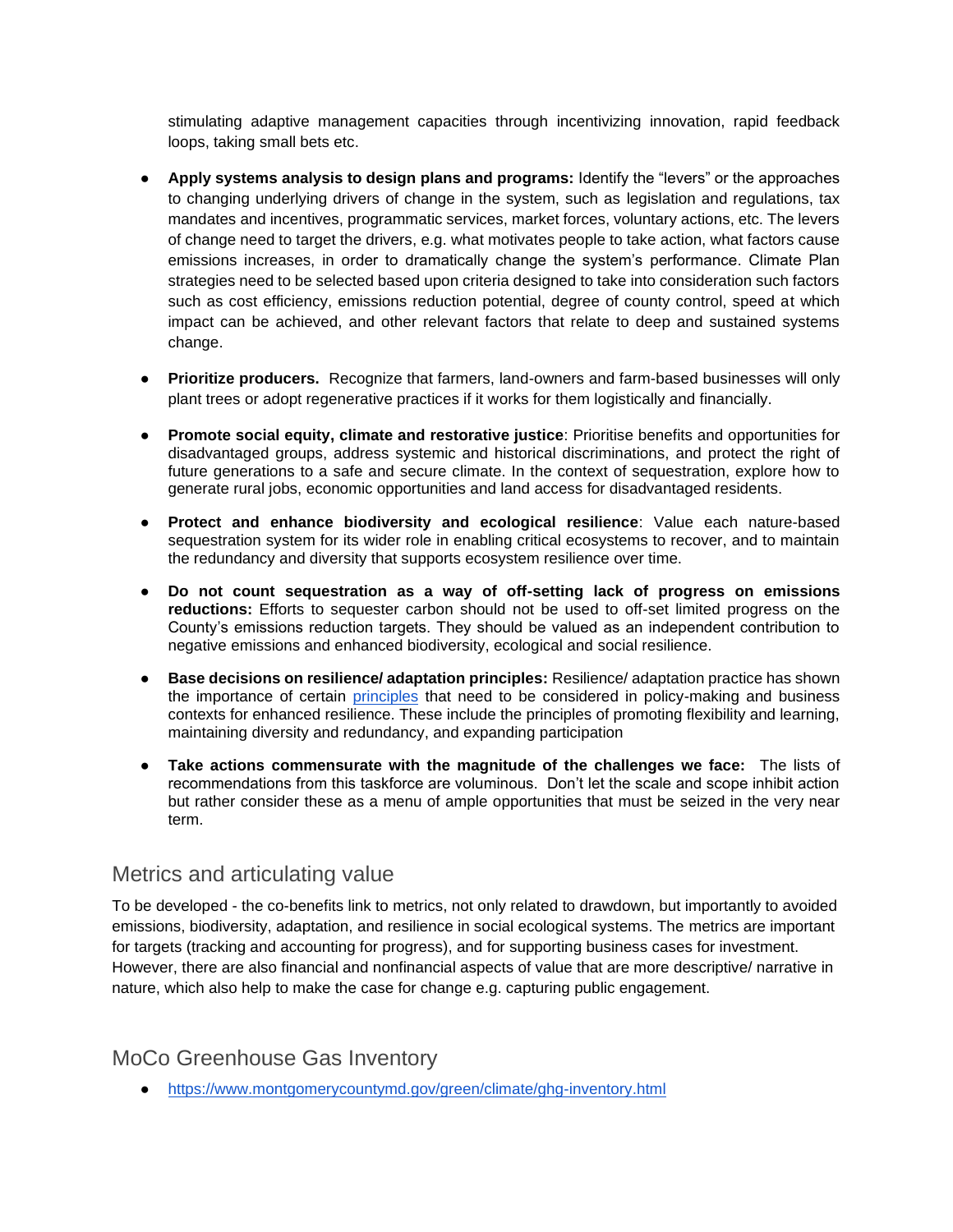stimulating adaptive management capacities through incentivizing innovation, rapid feedback loops, taking small bets etc.

- **Apply systems analysis to design plans and programs:** Identify the "levers" or the approaches to changing underlying drivers of change in the system, such as legislation and regulations, tax mandates and incentives, programmatic services, market forces, voluntary actions, etc. The levers of change need to target the drivers, e.g. what motivates people to take action, what factors cause emissions increases, in order to dramatically change the system's performance. Climate Plan strategies need to be selected based upon criteria designed to take into consideration such factors such as cost efficiency, emissions reduction potential, degree of county control, speed at which impact can be achieved, and other relevant factors that relate to deep and sustained systems change.

- **Prioritize producers.** Recognize that farmers, land-owners and farm-based businesses will only plant trees or adopt regenerative practices if it works for them logistically and financially.

- **Promote social equity, climate and restorative justice**: Prioritise benefits and opportunities for disadvantaged groups, address systemic and historical discriminations, and protect the right of future generations to a safe and secure climate. In the context of sequestration, explore how to generate rural jobs, economic opportunities and land access for disadvantaged residents.

- **Protect and enhance biodiversity and ecological resilience**: Value each nature-based sequestration system for its wider role in enabling critical ecosystems to recover, and to maintain the redundancy and diversity that supports ecosystem resilience over time.

- **Do not count sequestration as a way of off-setting lack of progress on emissions reductions:** Efforts to sequester carbon should not be used to off-set limited progress on the County's emissions reduction targets. They should be valued as an independent contribution to negative emissions and enhanced biodiversity, ecological and social resilience.

- **Base decisions on resilience/ adaptation principles:** Resilience/ adaptation practice has shown the importance of certain principles that need to be considered in policy-making and business contexts for enhanced resilience. These include the principles of promoting flexibility and learning, maintaining diversity and redundancy, and expanding participation

- **Take actions commensurate with the magnitude of the challenges we face:** The lists of recommendations from this taskforce are voluminous. Don't let the scale and scope inhibit action but rather consider these as a menu of ample opportunities that must be seized in the very near term.

## Metrics and articulating value

To be developed - the co-benefits link to metrics, not only related to drawdown, but importantly to avoided emissions, biodiversity, adaptation, and resilience in social ecological systems. The metrics are important for targets (tracking and accounting for progress), and for supporting business cases for investment. However, there are also financial and nonfinancial aspects of value that are more descriptive/ narrative in nature, which also help to make the case for change e.g. capturing public engagement.

## MoCo Greenhouse Gas Inventory

- https://www.montgomerycountymd.gov/green/climate/ghg-inventory.html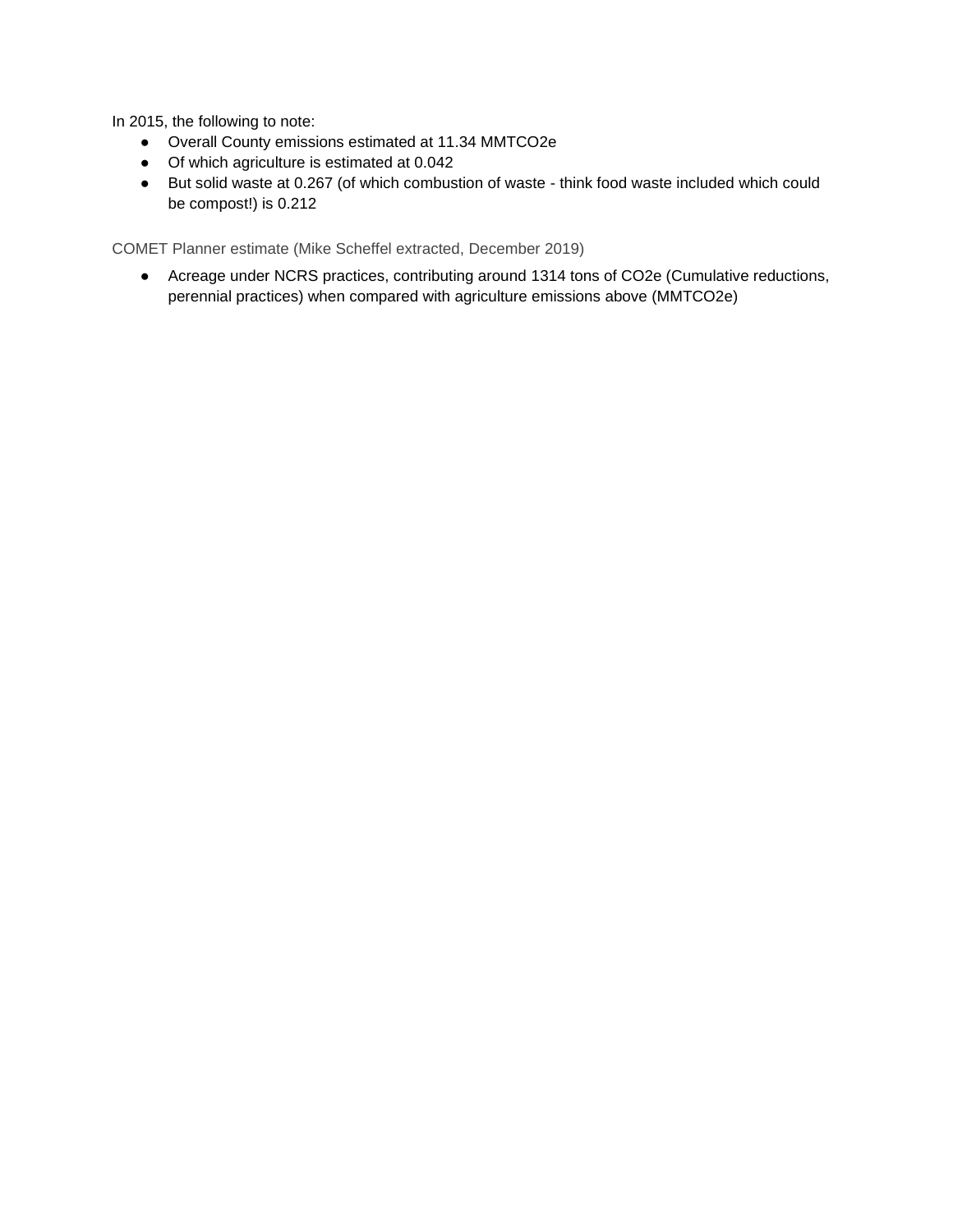In 2015, the following to note:

- Overall County emissions estimated at 11.34 MMTCO2e
- Of which agriculture is estimated at 0.042
- But solid waste at 0.267 (of which combustion of waste - think food waste included which could be compost!) is 0.212

COMET Planner estimate (Mike Scheffel extracted, December 2019)

- Acreage under NCRS practices, contributing around 1314 tons of CO2e (Cumulative reductions, perennial practices) when compared with agriculture emissions above (MMTCO2e)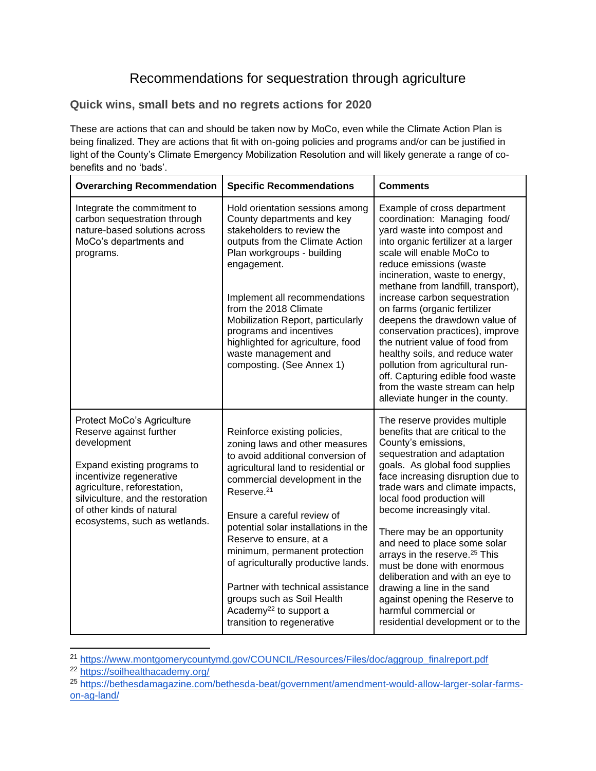# Recommendations for sequestration through agriculture

## Quick wins, small bets and no regrets actions for 2020

These are actions that can and should be taken now by MoCo, even while the Climate Action Plan is being finalized. They are actions that fit with on-going policies and programs and/or can be justified in light of the County's Climate Emergency Mobilization Resolution and will likely generate a range of co-benefits and no 'bads'.

| Overarching Recommendation | Specific Recommendations | Comments |
|---|---|---|
| Integrate the commitment to carbon sequestration through nature-based solutions across MoCo's departments and programs. | Hold orientation sessions among County departments and key stakeholders to review the outputs from the Climate Action Plan workgroups - building engagement.<br><br>Implement all recommendations from the 2018 Climate Mobilization Report, particularly programs and incentives highlighted for agriculture, food waste management and composting. (See Annex 1) | Example of cross department coordination: Managing food/ yard waste into compost and into organic fertilizer at a larger scale will enable MoCo to reduce emissions (waste incineration, waste to energy, methane from landfill, transport), increase carbon sequestration on farms (organic fertilizer deepens the drawdown value of conservation practices), improve the nutrient value of food from healthy soils, and reduce water pollution from agricultural run-off. Capturing edible food waste from the waste stream can help alleviate hunger in the county. |
| Protect MoCo's Agriculture Reserve against further development<br><br>Expand existing programs to incentivize regenerative agriculture, reforestation, silviculture, and the restoration of other kinds of natural ecosystems, such as wetlands. | Reinforce existing policies, zoning laws and other measures to avoid additional conversion of agricultural land to residential or commercial development in the Reserve.[21]<br><br>Ensure a careful review of potential solar installations in the Reserve to ensure, at a minimum, permanent protection of agriculturally productive lands.<br><br>Partner with technical assistance groups such as Soil Health Academy[22] to support a transition to regenerative | The reserve provides multiple benefits that are critical to the County's emissions, sequestration and adaptation goals. As global food supplies face increasing disruption due to trade wars and climate impacts, local food production will become increasingly vital.<br><br>There may be an opportunity and need to place some solar arrays in the reserve.[25] This must be done with enormous deliberation and with an eye to drawing a line in the sand against opening the Reserve to harmful commercial or residential development or to the |

[21] https://www.montgomerycountymd.gov/COUNCIL/Resources/Files/doc/aggroup_finalreport.pdf

[22] https://soilhealthacademy.org/

[25] https://bethesdamagazine.com/bethesda-beat/government/amendment-would-allow-larger-solar-farms-on-ag-land/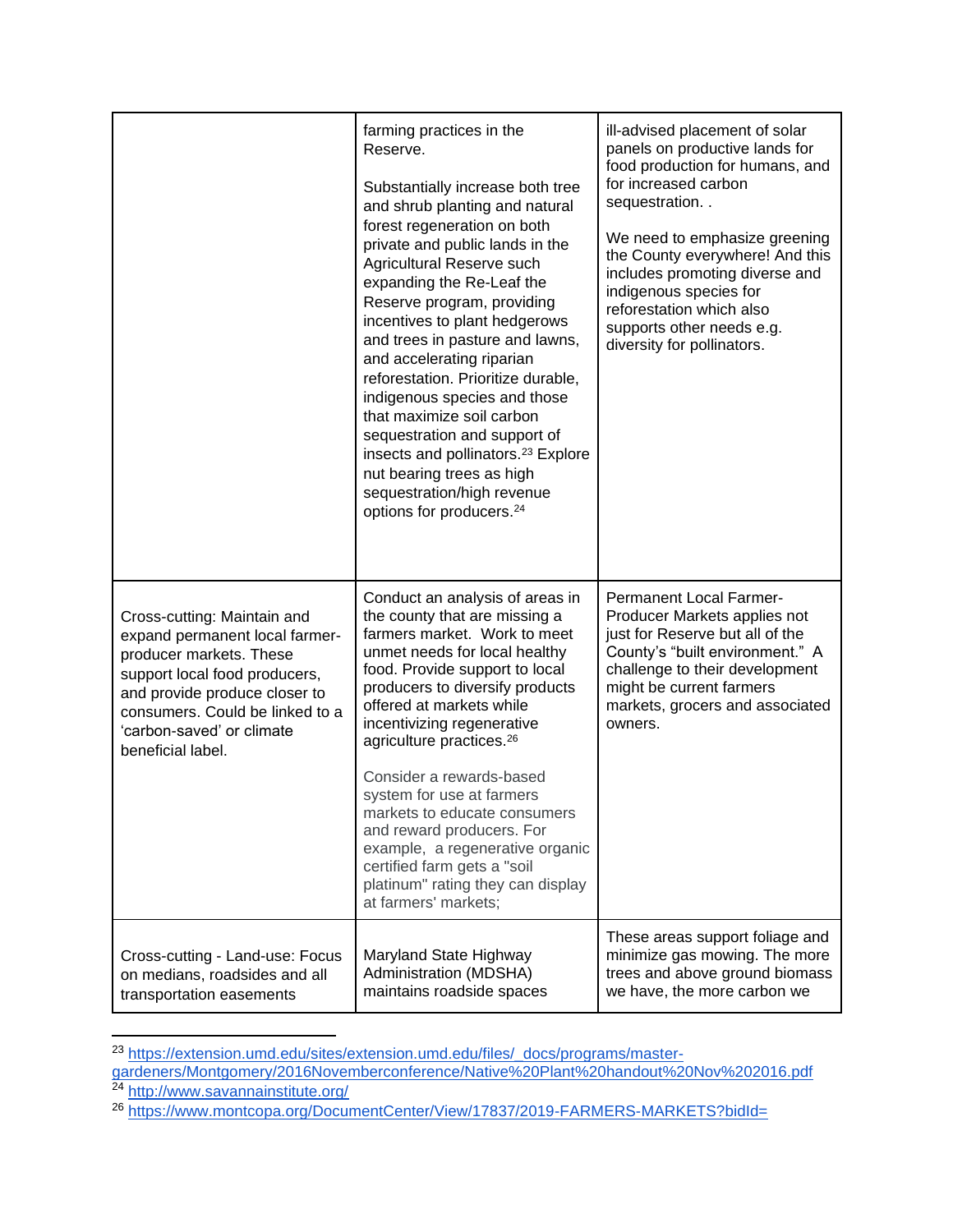| | | |
|---|---|---|
| | farming practices in the Reserve.<br><br>Substantially increase both tree and shrub planting and natural forest regeneration on both private and public lands in the Agricultural Reserve such expanding the Re-Leaf the Reserve program, providing incentives to plant hedgerows and trees in pasture and lawns, and accelerating riparian reforestation. Prioritize durable, indigenous species and those that maximize soil carbon sequestration and support of insects and pollinators.[23] Explore nut bearing trees as high sequestration/high revenue options for producers.[24] | ill-advised placement of solar panels on productive lands for food production for humans, and for increased carbon sequestration. .<br><br>We need to emphasize greening the County everywhere! And this includes promoting diverse and indigenous species for reforestation which also supports other needs e.g. diversity for pollinators. |
| Cross-cutting: Maintain and expand permanent local farmer-producer markets. These support local food producers, and provide produce closer to consumers. Could be linked to a 'carbon-saved' or climate beneficial label. | Conduct an analysis of areas in the county that are missing a farmers market. Work to meet unmet needs for local healthy food. Provide support to local producers to diversify products offered at markets while incentivizing regenerative agriculture practices.[26]<br><br>Consider a rewards-based system for use at farmers markets to educate consumers and reward producers. For example, a regenerative organic certified farm gets a "soil platinum" rating they can display at farmers' markets; | Permanent Local Farmer-Producer Markets applies not just for Reserve but all of the County's "built environment." A challenge to their development might be current farmers markets, grocers and associated owners. |
| Cross-cutting - Land-use: Focus on medians, roadsides and all transportation easements | Maryland State Highway Administration (MDSHA) maintains roadside spaces | These areas support foliage and minimize gas mowing. The more trees and above ground biomass we have, the more carbon we |

[23] https://extension.umd.edu/sites/extension.umd.edu/files/_docs/programs/master-gardeners/Montgomery/2016Novemberconference/Native%20Plant%20handout%20Nov%202016.pdf

[24] http://www.savannainstitute.org/

[26] https://www.montcopa.org/DocumentCenter/View/17837/2019-FARMERS-MARKETS?bidId=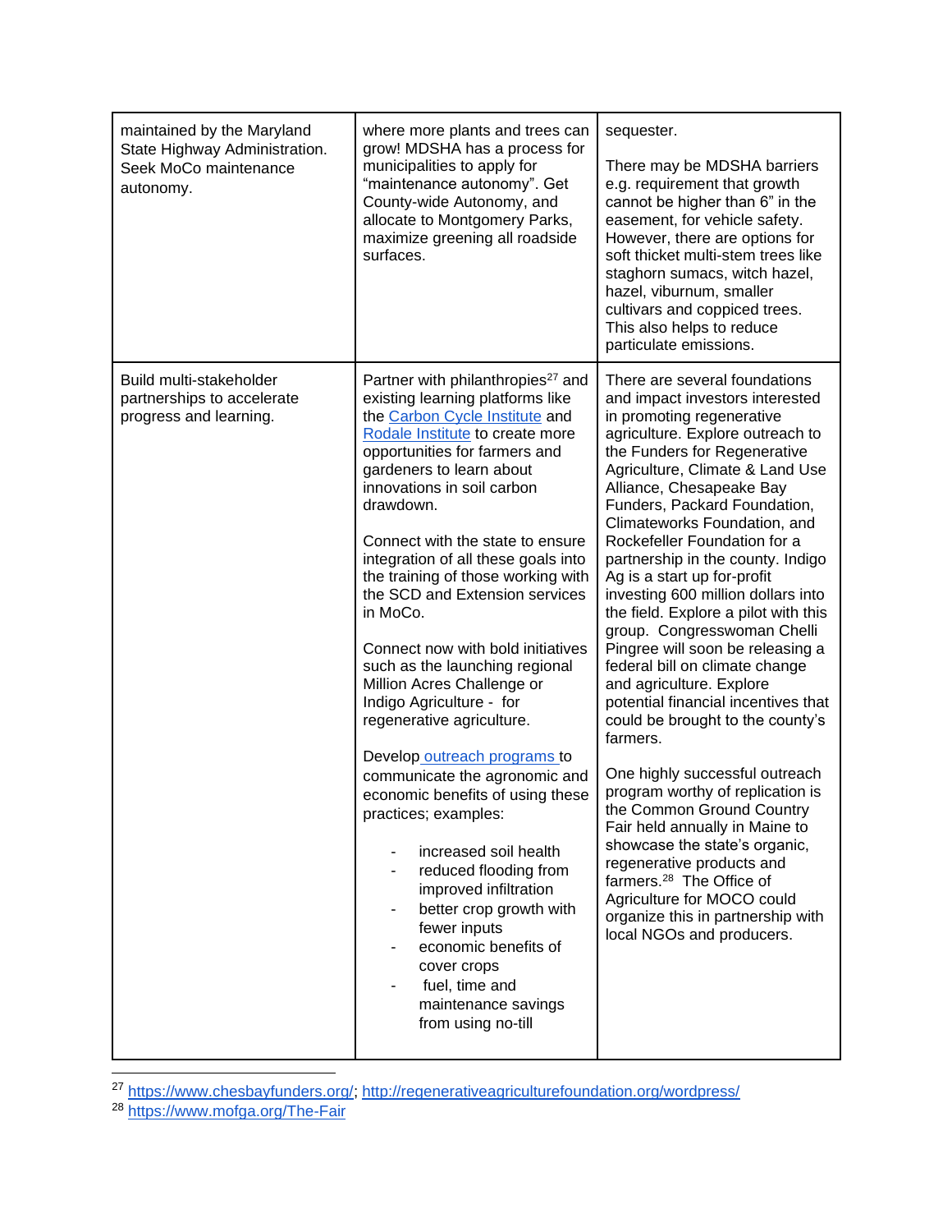| maintained by the Maryland State Highway Administration. Seek MoCo maintenance autonomy. | where more plants and trees can grow! MDSHA has a process for municipalities to apply for "maintenance autonomy". Get County-wide Autonomy, and allocate to Montgomery Parks, maximize greening all roadside surfaces. | sequester.<br><br>There may be MDSHA barriers e.g. requirement that growth cannot be higher than 6" in the easement, for vehicle safety. However, there are options for soft thicket multi-stem trees like staghorn sumacs, witch hazel, hazel, viburnum, smaller cultivars and coppiced trees. This also helps to reduce particulate emissions. |
|---|---|---|
| Build multi-stakeholder partnerships to accelerate progress and learning. | Partner with philanthropies[27] and existing learning platforms like the [Carbon Cycle Institute] and [Rodale Institute] to create more opportunities for farmers and gardeners to learn about innovations in soil carbon drawdown.<br><br>Connect with the state to ensure integration of all these goals into the training of those working with the SCD and Extension services in MoCo.<br><br>Connect now with bold initiatives such as the launching regional Million Acres Challenge or Indigo Agriculture - for regenerative agriculture.<br><br>Develop [outreach programs] to communicate the agronomic and economic benefits of using these practices; examples:<br><br>- increased soil health<br>- reduced flooding from improved infiltration<br>- better crop growth with fewer inputs<br>- economic benefits of cover crops<br>- fuel, time and maintenance savings from using no-till | There are several foundations and impact investors interested in promoting regenerative agriculture. Explore outreach to the Funders for Regenerative Agriculture, Climate & Land Use Alliance, Chesapeake Bay Funders, Packard Foundation, Climateworks Foundation, and Rockefeller Foundation for a partnership in the county. Indigo Ag is a start up for-profit investing 600 million dollars into the field. Explore a pilot with this group. Congresswoman Chelli Pingree will soon be releasing a federal bill on climate change and agriculture. Explore potential financial incentives that could be brought to the county's farmers.<br><br>One highly successful outreach program worthy of replication is the Common Ground Country Fair held annually in Maine to showcase the state's organic, regenerative products and farmers.[28] The Office of Agriculture for MOCO could organize this in partnership with local NGOs and producers. |

[27] https://www.chesbayfunders.org/; http://regenerativeagriculturefoundation.org/wordpress/

[28] https://www.mofga.org/The-Fair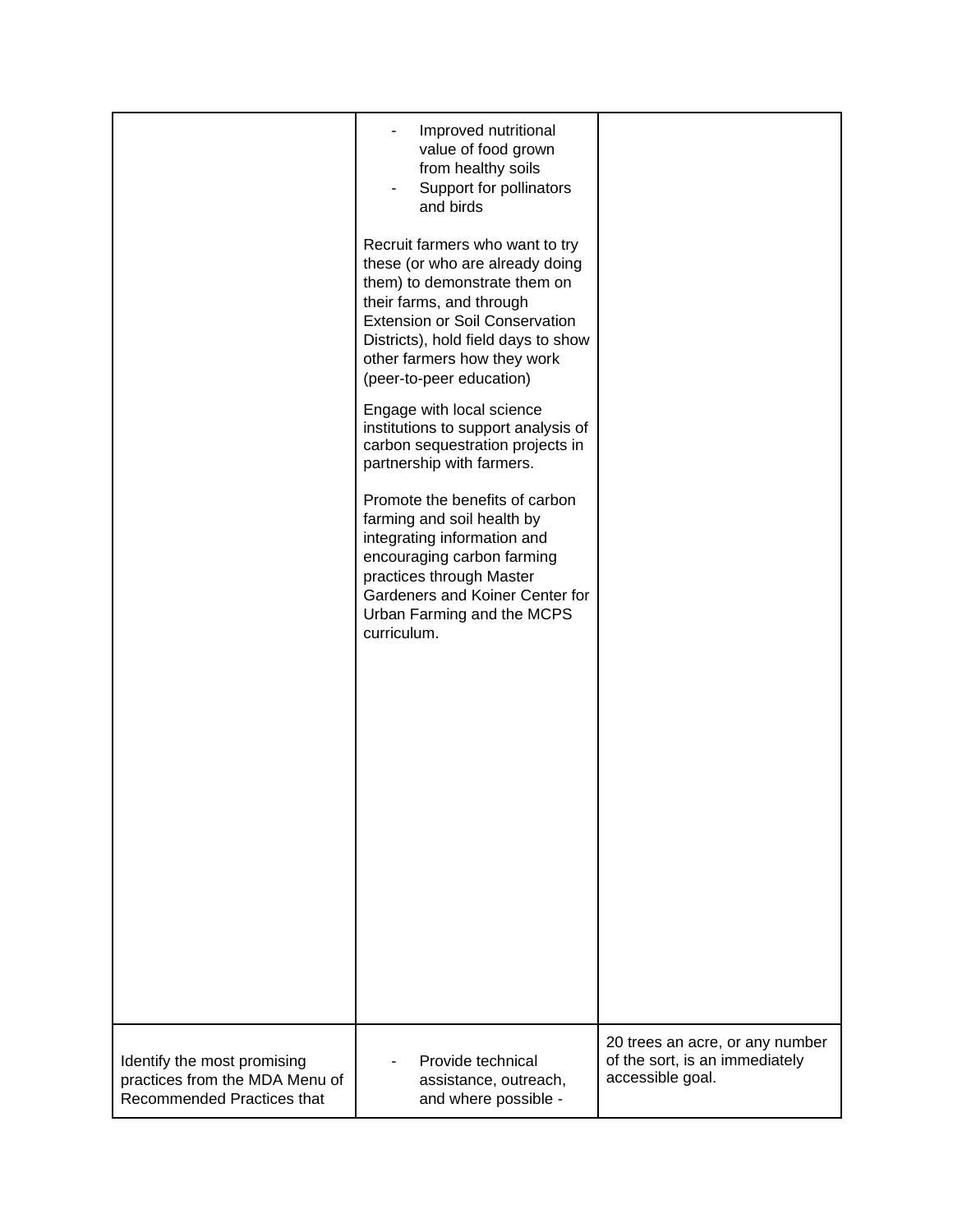| | | |
|---|---|---|
| | - Improved nutritional value of food grown from healthy soils<br>- Support for pollinators and birds<br><br>Recruit farmers who want to try these (or who are already doing them) to demonstrate them on their farms, and through Extension or Soil Conservation Districts), hold field days to show other farmers how they work (peer-to-peer education)<br><br>Engage with local science institutions to support analysis of carbon sequestration projects in partnership with farmers.<br><br>Promote the benefits of carbon farming and soil health by integrating information and encouraging carbon farming practices through Master Gardeners and Koiner Center for Urban Farming and the MCPS curriculum. | |
| Identify the most promising practices from the MDA Menu of Recommended Practices that | - Provide technical assistance, outreach, and where possible - | 20 trees an acre, or any number of the sort, is an immediately accessible goal. |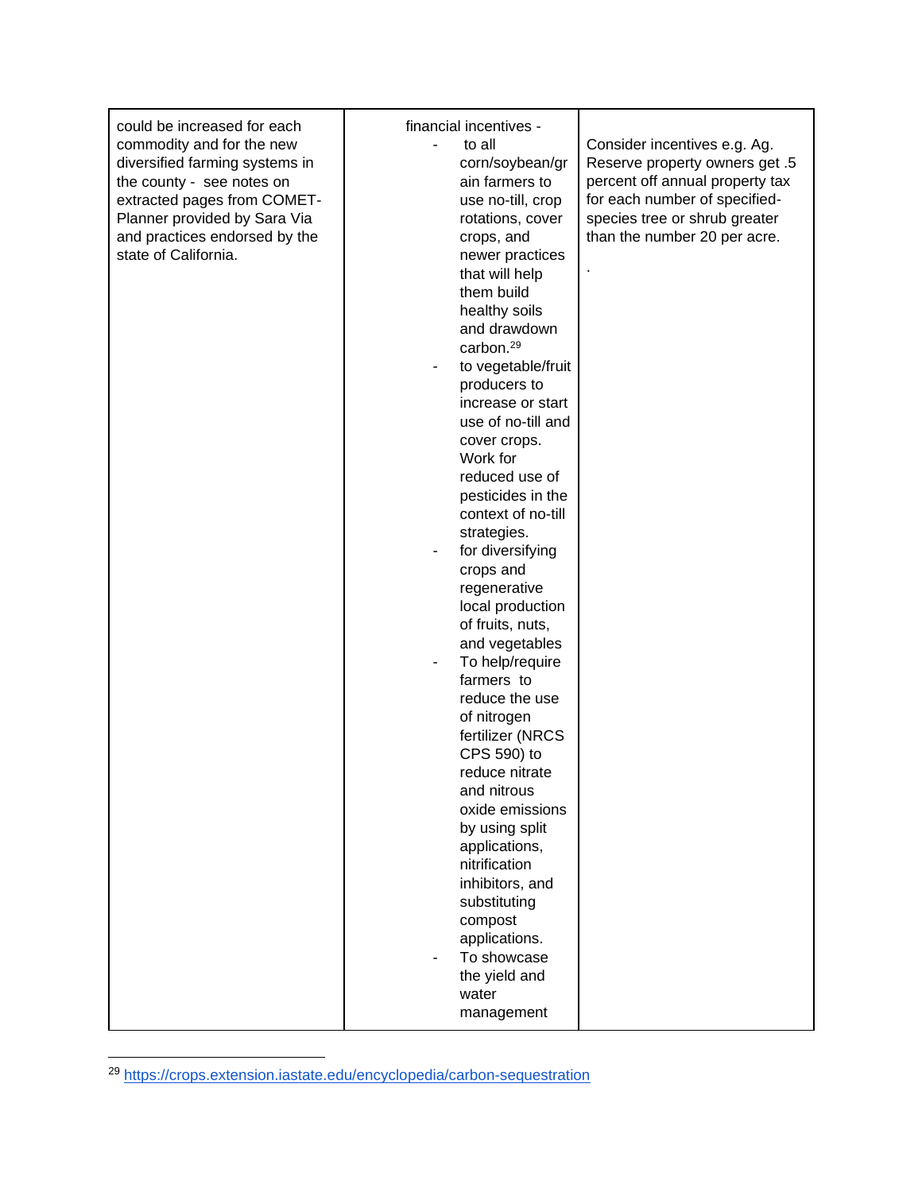| | | |
|---|---|---|
| could be increased for each commodity and for the new diversified farming systems in the county - see notes on extracted pages from COMET-Planner provided by Sara Via and practices endorsed by the state of California. | financial incentives - <br>- to all corn/soybean/grain farmers to use no-till, crop rotations, cover crops, and newer practices that will help them build healthy soils and drawdown carbon.[29] <br>- to vegetable/fruit producers to increase or start use of no-till and cover crops. Work for reduced use of pesticides in the context of no-till strategies. <br>- for diversifying crops and regenerative local production of fruits, nuts, and vegetables <br>- To help/require farmers to reduce the use of nitrogen fertilizer (NRCS CPS 590) to reduce nitrate and nitrous oxide emissions by using split applications, nitrification inhibitors, and substituting compost applications. <br>- To showcase the yield and water management | Consider incentives e.g. Ag. Reserve property owners get .5 percent off annual property tax for each number of specified-species tree or shrub greater than the number 20 per acre. <br><br>. |

[29] https://crops.extension.iastate.edu/encyclopedia/carbon-sequestration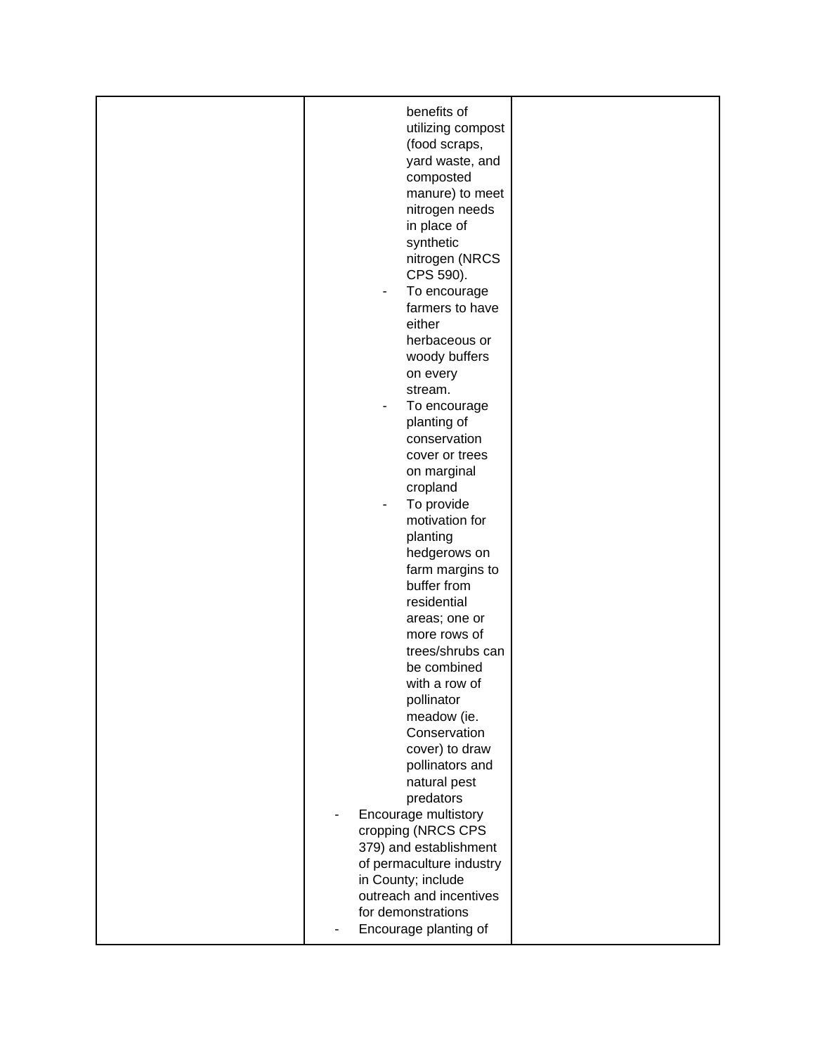| | | |
|---|---|---|
| | benefits of utilizing compost (food scraps, yard waste, and composted manure) to meet nitrogen needs in place of synthetic nitrogen (NRCS CPS 590).<br>- To encourage farmers to have either herbaceous or woody buffers on every stream.<br>- To encourage planting of conservation cover or trees on marginal cropland<br>- To provide motivation for planting hedgerows on farm margins to buffer from residential areas; one or more rows of trees/shrubs can be combined with a row of pollinator meadow (ie. Conservation cover) to draw pollinators and natural pest predators<br>- Encourage multistory cropping (NRCS CPS 379) and establishment of permaculture industry in County; include outreach and incentives for demonstrations<br>- Encourage planting of | |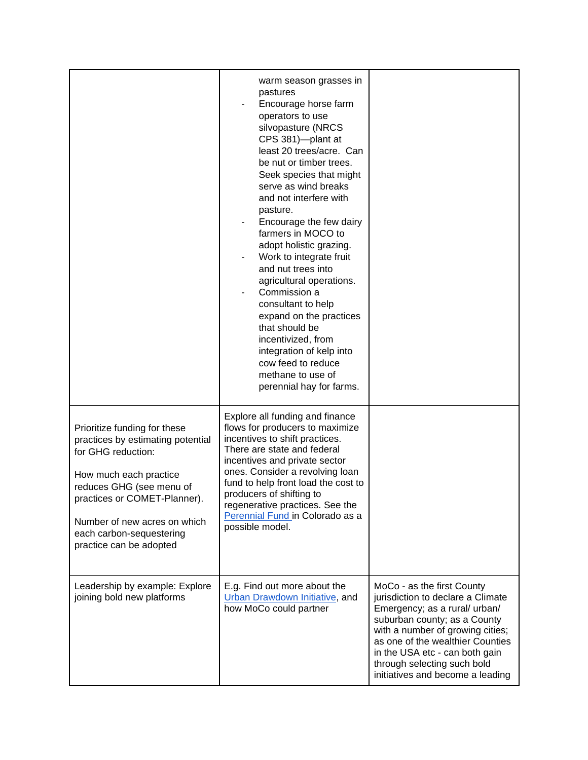| | | |
|---|---|---|
| | warm season grasses in pastures<br>- Encourage horse farm operators to use silvopasture (NRCS CPS 381)—plant at least 20 trees/acre. Can be nut or timber trees. Seek species that might serve as wind breaks and not interfere with pasture.<br>- Encourage the few dairy farmers in MOCO to adopt holistic grazing.<br>- Work to integrate fruit and nut trees into agricultural operations.<br>- Commission a consultant to help expand on the practices that should be incentivized, from integration of kelp into cow feed to reduce methane to use of perennial hay for farms. | |
| Prioritize funding for these practices by estimating potential for GHG reduction:<br><br>How much each practice reduces GHG (see menu of practices or COMET-Planner).<br><br>Number of new acres on which each carbon-sequestering practice can be adopted | Explore all funding and finance flows for producers to maximize incentives to shift practices. There are state and federal incentives and private sector ones. Consider a revolving loan fund to help front load the cost to producers of shifting to regenerative practices. See the Perennial Fund in Colorado as a possible model. | |
| Leadership by example: Explore joining bold new platforms | E.g. Find out more about the Urban Drawdown Initiative, and how MoCo could partner | MoCo - as the first County jurisdiction to declare a Climate Emergency; as a rural/ urban/ suburban county; as a County with a number of growing cities; as one of the wealthier Counties in the USA etc - can both gain through selecting such bold initiatives and become a leading |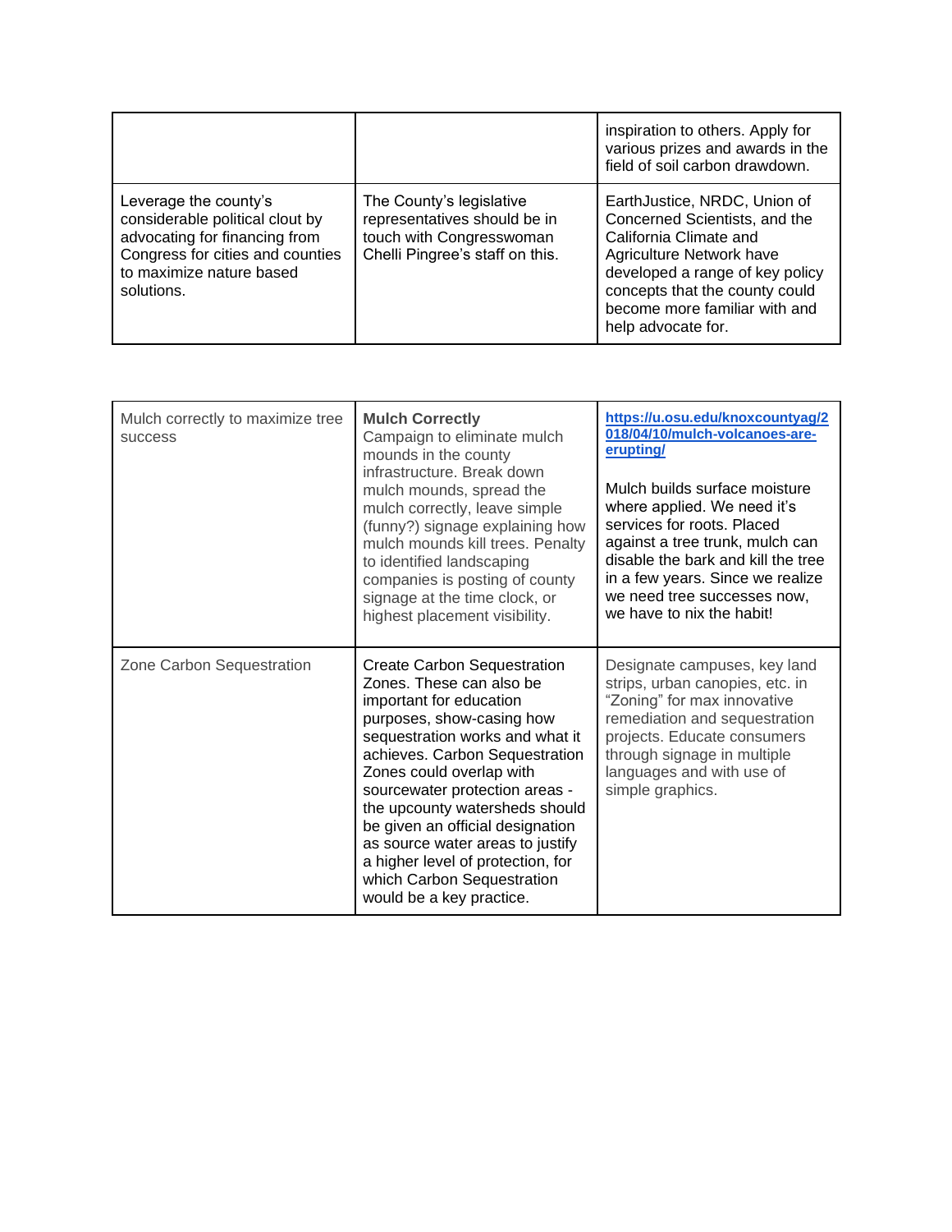| | | |
|---|---|---|
| | | inspiration to others. Apply for various prizes and awards in the field of soil carbon drawdown. |
| Leverage the county's considerable political clout by advocating for financing from Congress for cities and counties to maximize nature based solutions. | The County's legislative representatives should be in touch with Congresswoman Chelli Pingree's staff on this. | EarthJustice, NRDC, Union of Concerned Scientists, and the California Climate and Agriculture Network have developed a range of key policy concepts that the county could become more familiar with and help advocate for. |

| | | |
|---|---|---|
| Mulch correctly to maximize tree success | **Mulch Correctly** Campaign to eliminate mulch mounds in the county infrastructure. Break down mulch mounds, spread the mulch correctly, leave simple (funny?) signage explaining how mulch mounds kill trees. Penalty to identified landscaping companies is posting of county signage at the time clock, or highest placement visibility. | **https://u.osu.edu/knoxcountyag/2018/04/10/mulch-volcanoes-are-erupting/** Mulch builds surface moisture where applied. We need it's services for roots. Placed against a tree trunk, mulch can disable the bark and kill the tree in a few years. Since we realize we need tree successes now, we have to nix the habit! |
| Zone Carbon Sequestration | Create Carbon Sequestration Zones. These can also be important for education purposes, show-casing how sequestration works and what it achieves. Carbon Sequestration Zones could overlap with sourcewater protection areas - the upcounty watersheds should be given an official designation as source water areas to justify a higher level of protection, for which Carbon Sequestration would be a key practice. | Designate campuses, key land strips, urban canopies, etc. in "Zoning" for max innovative remediation and sequestration projects. Educate consumers through signage in multiple languages and with use of simple graphics. |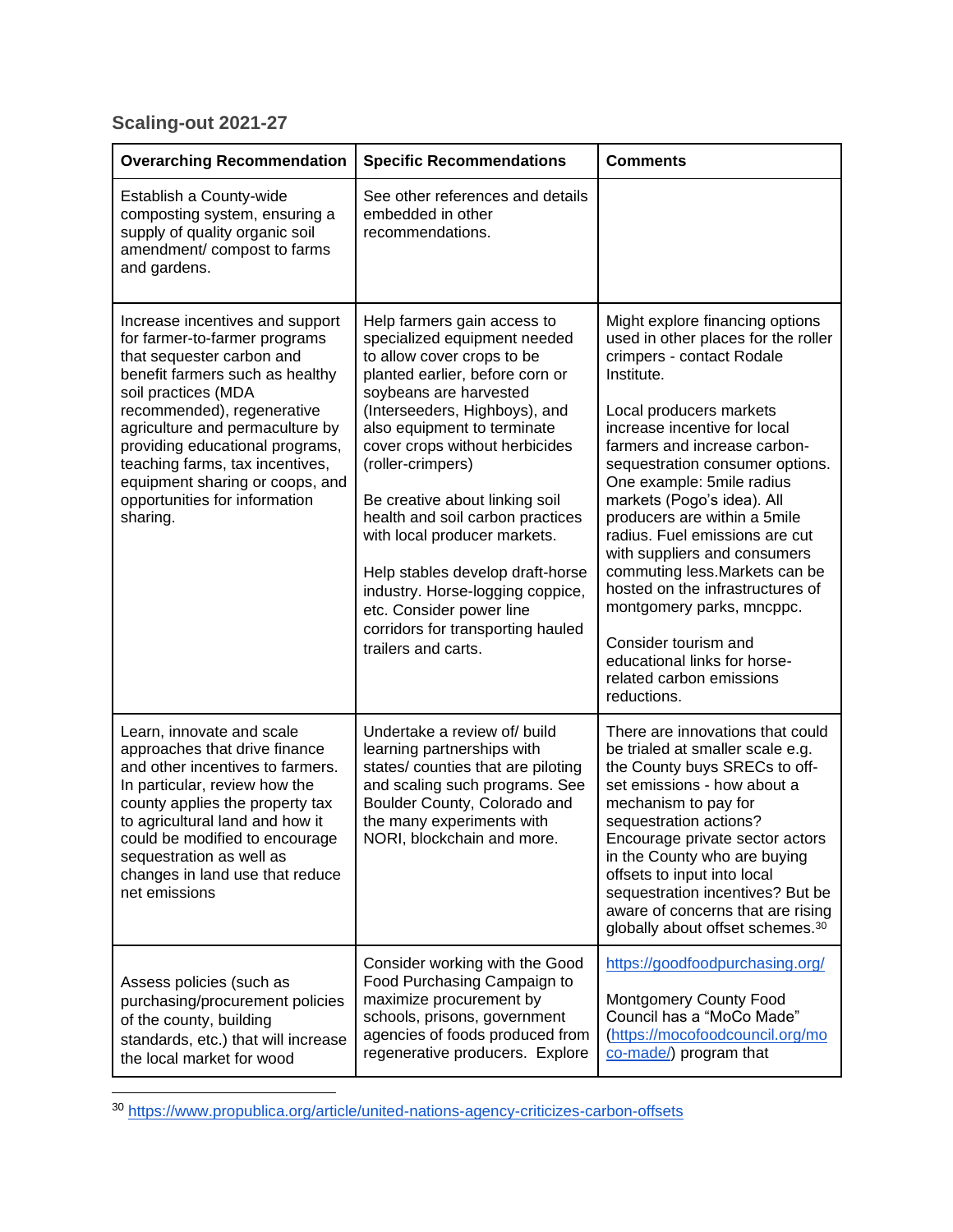## Scaling-out 2021-27

| Overarching Recommendation | Specific Recommendations | Comments |
|---|---|---|
| Establish a County-wide composting system, ensuring a supply of quality organic soil amendment/ compost to farms and gardens. | See other references and details embedded in other recommendations. | |
| Increase incentives and support for farmer-to-farmer programs that sequester carbon and benefit farmers such as healthy soil practices (MDA recommended), regenerative agriculture and permaculture by providing educational programs, teaching farms, tax incentives, equipment sharing or coops, and opportunities for information sharing. | Help farmers gain access to specialized equipment needed to allow cover crops to be planted earlier, before corn or soybeans are harvested (Interseeders, Highboys), and also equipment to terminate cover crops without herbicides (roller-crimpers)<br><br>Be creative about linking soil health and soil carbon practices with local producer markets.<br><br>Help stables develop draft-horse industry. Horse-logging coppice, etc. Consider power line corridors for transporting hauled trailers and carts. | Might explore financing options used in other places for the roller crimpers - contact Rodale Institute.<br><br>Local producers markets increase incentive for local farmers and increase carbon-sequestration consumer options. One example: 5mile radius markets (Pogo's idea). All producers are within a 5mile radius. Fuel emissions are cut with suppliers and consumers commuting less.Markets can be hosted on the infrastructures of montgomery parks, mncppc.<br><br>Consider tourism and educational links for horse-related carbon emissions reductions. |
| Learn, innovate and scale approaches that drive finance and other incentives to farmers. In particular, review how the county applies the property tax to agricultural land and how it could be modified to encourage sequestration as well as changes in land use that reduce net emissions | Undertake a review of/ build learning partnerships with states/ counties that are piloting and scaling such programs. See Boulder County, Colorado and the many experiments with NORI, blockchain and more. | There are innovations that could be trialed at smaller scale e.g. the County buys SRECs to off-set emissions - how about a mechanism to pay for sequestration actions? Encourage private sector actors in the County who are buying offsets to input into local sequestration incentives? But be aware of concerns that are rising globally about offset schemes.[30] |
| Assess policies (such as purchasing/procurement policies of the county, building standards, etc.) that will increase the local market for wood | Consider working with the Good Food Purchasing Campaign to maximize procurement by schools, prisons, government agencies of foods produced from regenerative producers. Explore | https://goodfoodpurchasing.org/<br><br>Montgomery County Food Council has a "MoCo Made" (https://mocofoodcouncil.org/moco-made/) program that |

[30] https://www.propublica.org/article/united-nations-agency-criticizes-carbon-offsets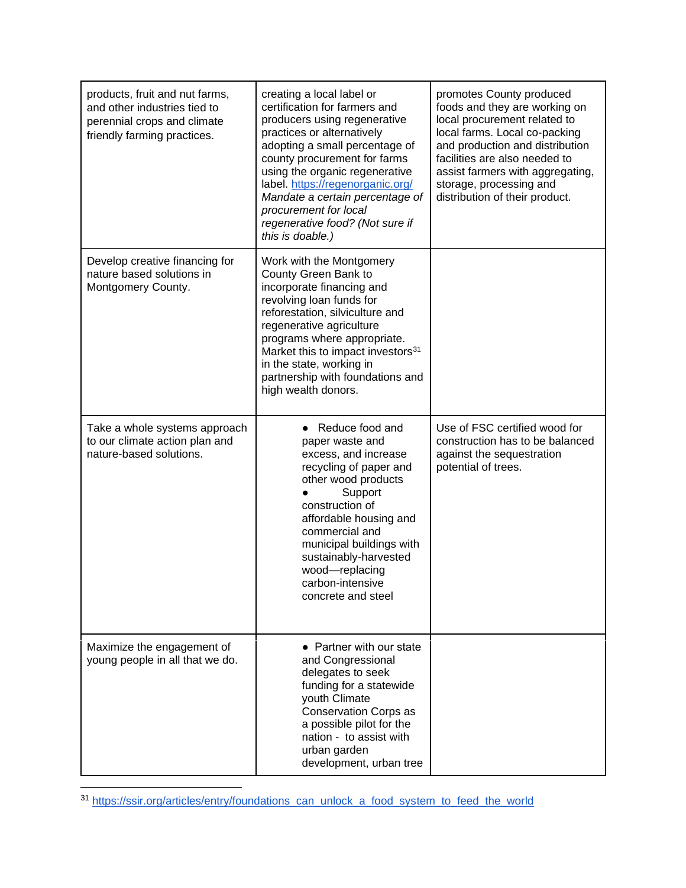| | | |
|---|---|---|
| products, fruit and nut farms, and other industries tied to perennial crops and climate friendly farming practices. | creating a local label or certification for farmers and producers using regenerative practices or alternatively adopting a small percentage of county procurement for farms using the organic regenerative label. https://regenorganic.org/ *Mandate a certain percentage of procurement for local regenerative food? (Not sure if this is doable.)* | promotes County produced foods and they are working on local procurement related to local farms. Local co-packing and production and distribution facilities are also needed to assist farmers with aggregating, storage, processing and distribution of their product. |
| Develop creative financing for nature based solutions in Montgomery County. | Work with the Montgomery County Green Bank to incorporate financing and revolving loan funds for reforestation, silviculture and regenerative agriculture programs where appropriate. Market this to impact investors[31] in the state, working in partnership with foundations and high wealth donors. | |
| Take a whole systems approach to our climate action plan and nature-based solutions. | • Reduce food and paper waste and excess, and increase recycling of paper and other wood products<br>• Support construction of affordable housing and commercial and municipal buildings with sustainably-harvested wood—replacing carbon-intensive concrete and steel | Use of FSC certified wood for construction has to be balanced against the sequestration potential of trees. |
| Maximize the engagement of young people in all that we do. | • Partner with our state and Congressional delegates to seek funding for a statewide youth Climate Conservation Corps as a possible pilot for the nation - to assist with urban garden development, urban tree | |

[31] https://ssir.org/articles/entry/foundations_can_unlock_a_food_system_to_feed_the_world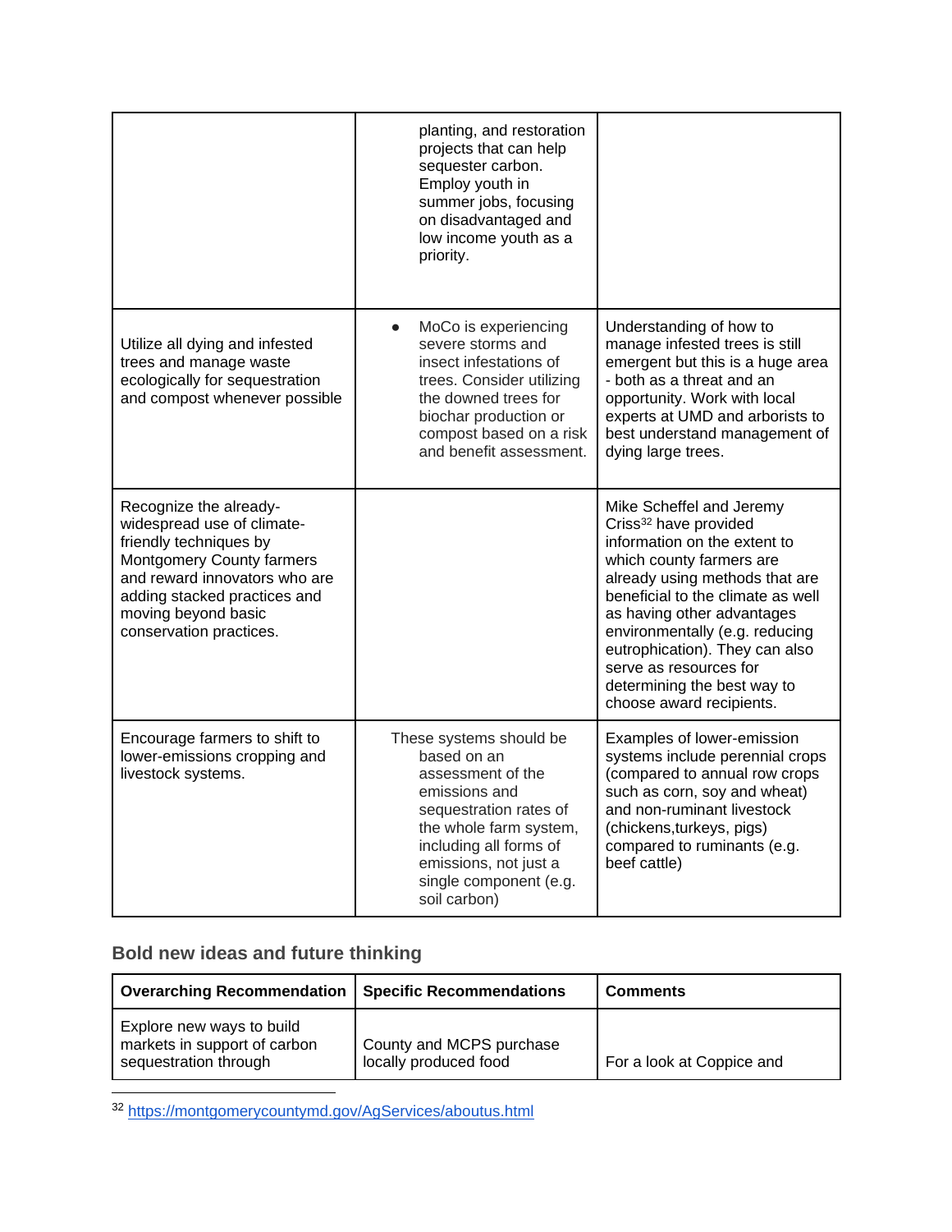| | | |
|---|---|---|
| | planting, and restoration projects that can help sequester carbon. Employ youth in summer jobs, focusing on disadvantaged and low income youth as a priority. | |
| Utilize all dying and infested trees and manage waste ecologically for sequestration and compost whenever possible | • MoCo is experiencing severe storms and insect infestations of trees. Consider utilizing the downed trees for biochar production or compost based on a risk and benefit assessment. | Understanding of how to manage infested trees is still emergent but this is a huge area - both as a threat and an opportunity. Work with local experts at UMD and arborists to best understand management of dying large trees. |
| Recognize the already-widespread use of climate-friendly techniques by Montgomery County farmers and reward innovators who are adding stacked practices and moving beyond basic conservation practices. | | Mike Scheffel and Jeremy Criss[32] have provided information on the extent to which county farmers are already using methods that are beneficial to the climate as well as having other advantages environmentally (e.g. reducing eutrophication). They can also serve as resources for determining the best way to choose award recipients. |
| Encourage farmers to shift to lower-emissions cropping and livestock systems. | These systems should be based on an assessment of the emissions and sequestration rates of the whole farm system, including all forms of emissions, not just a single component (e.g. soil carbon) | Examples of lower-emission systems include perennial crops (compared to annual row crops such as corn, soy and wheat) and non-ruminant livestock (chickens,turkeys, pigs) compared to ruminants (e.g. beef cattle) |

### Bold new ideas and future thinking

| **Overarching Recommendation** | **Specific Recommendations** | **Comments** |
|---|---|---|
| Explore new ways to build markets in support of carbon sequestration through | County and MCPS purchase locally produced food | For a look at Coppice and |

[32] https://montgomerycountymd.gov/AgServices/aboutus.html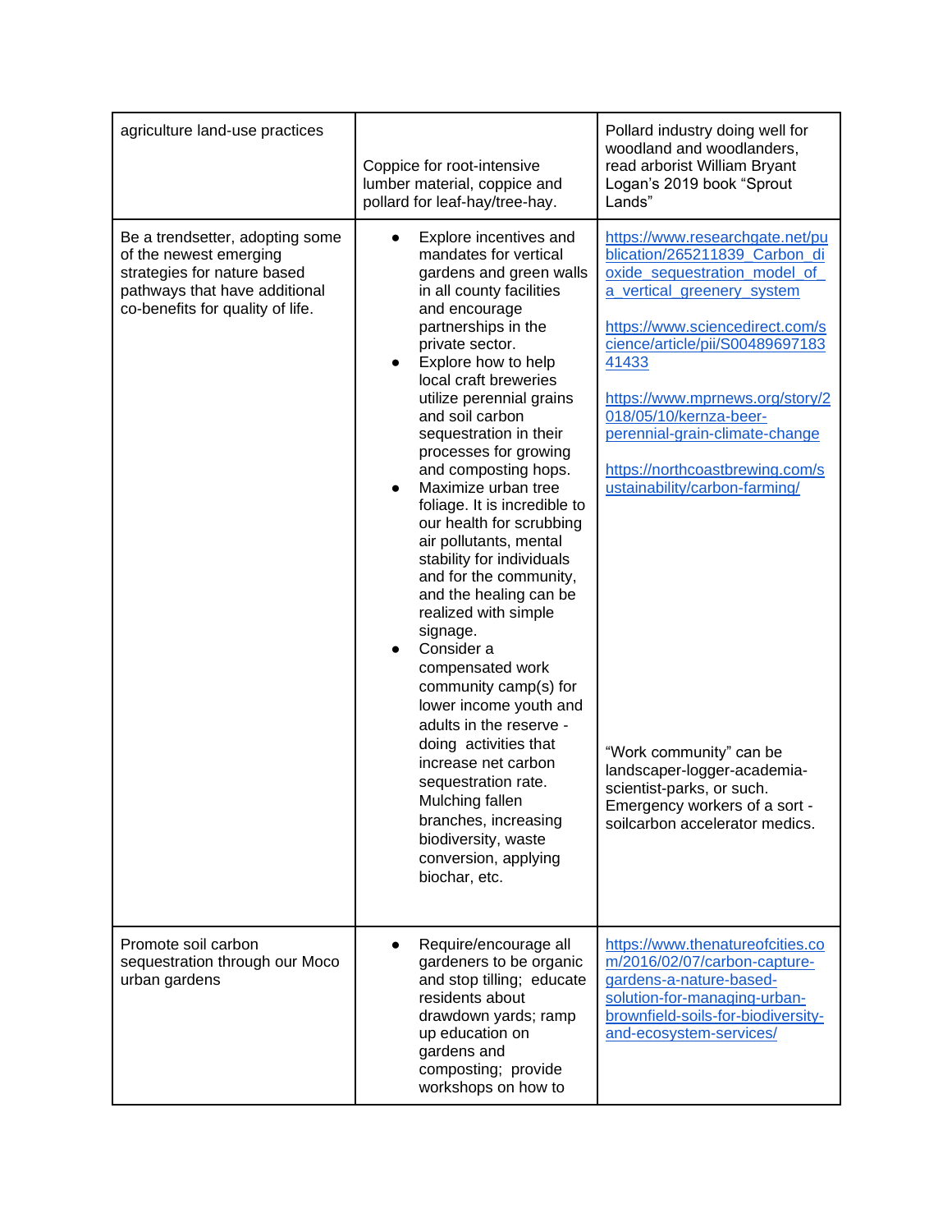| | | |
|---|---|---|
| agriculture land-use practices | Coppice for root-intensive lumber material, coppice and pollard for leaf-hay/tree-hay. | Pollard industry doing well for woodland and woodlanders, read arborist William Bryant Logan's 2019 book "Sprout Lands" |
| Be a trendsetter, adopting some of the newest emerging strategies for nature based pathways that have additional co-benefits for quality of life. | • Explore incentives and mandates for vertical gardens and green walls in all county facilities and encourage partnerships in the private sector.<br>• Explore how to help local craft breweries utilize perennial grains and soil carbon sequestration in their processes for growing and composting hops.<br>• Maximize urban tree foliage. It is incredible to our health for scrubbing air pollutants, mental stability for individuals and for the community, and the healing can be realized with simple signage.<br>• Consider a compensated work community camp(s) for lower income youth and adults in the reserve - doing activities that increase net carbon sequestration rate. Mulching fallen branches, increasing biodiversity, waste conversion, applying biochar, etc. | https://www.researchgate.net/publication/265211839_Carbon_dioxide_sequestration_model_of_a_vertical_greenery_system<br><br>https://www.sciencedirect.com/science/article/pii/S0048969718341433<br><br>https://www.mprnews.org/story/2018/05/10/kernza-beer-perennial-grain-climate-change<br><br>https://northcoastbrewing.com/sustainability/carbon-farming/<br><br>"Work community" can be landscaper-logger-academia-scientist-parks, or such. Emergency workers of a sort - soilcarbon accelerator medics. |
| Promote soil carbon sequestration through our Moco urban gardens | • Require/encourage all gardeners to be organic and stop tilling; educate residents about drawdown yards; ramp up education on gardens and composting; provide workshops on how to | https://www.thenatureofcities.com/2016/02/07/carbon-capture-gardens-a-nature-based-solution-for-managing-urban-brownfield-soils-for-biodiversity-and-ecosystem-services/ |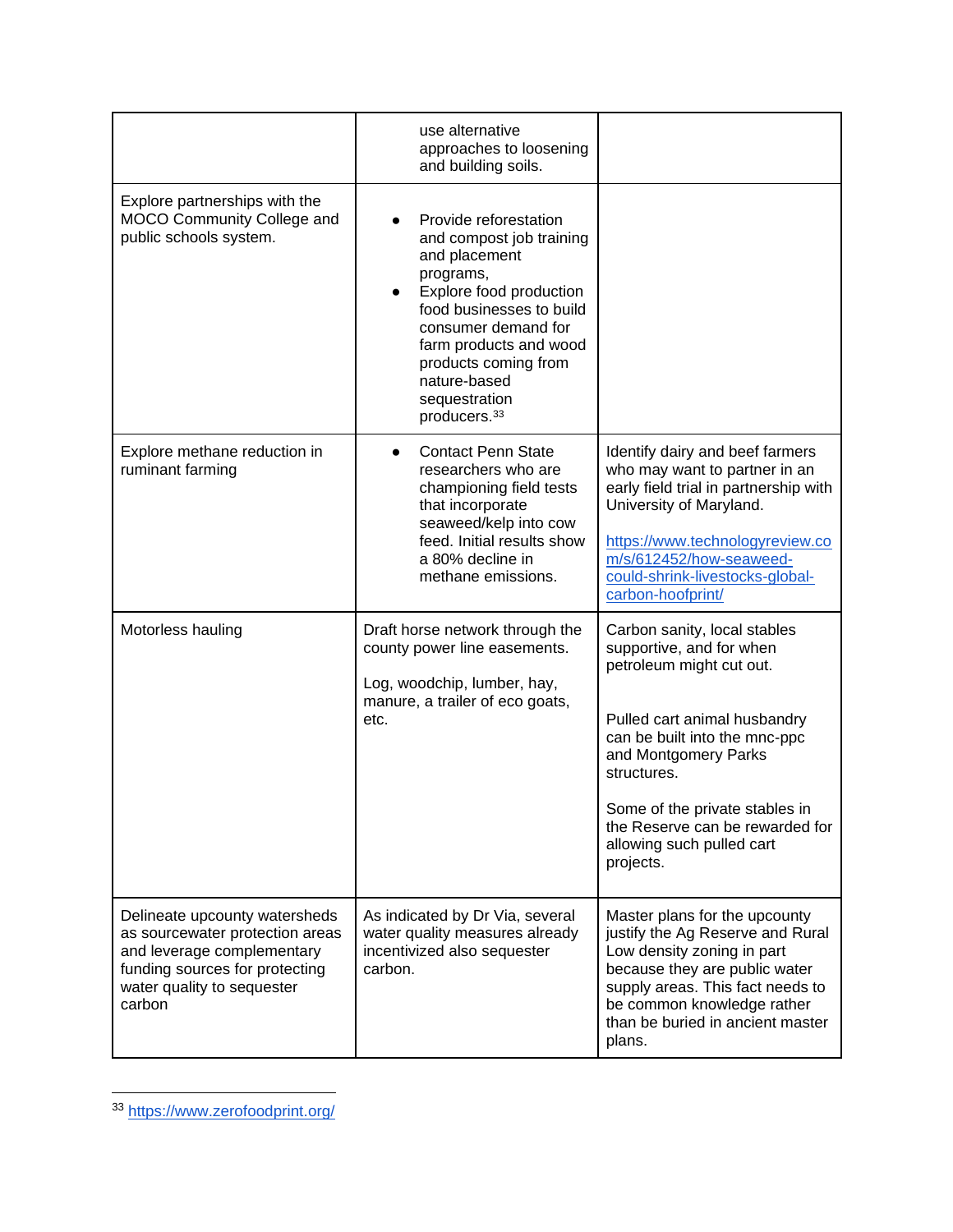| | | |
|---|---|---|
| | use alternative approaches to loosening and building soils. | |
| Explore partnerships with the MOCO Community College and public schools system. | • Provide reforestation and compost job training and placement programs,<br>• Explore food production food businesses to build consumer demand for farm products and wood products coming from nature-based sequestration producers.[33] | |
| Explore methane reduction in ruminant farming | • Contact Penn State researchers who are championing field tests that incorporate seaweed/kelp into cow feed. Initial results show a 80% decline in methane emissions. | Identify dairy and beef farmers who may want to partner in an early field trial in partnership with University of Maryland.<br><br>https://www.technologyreview.com/s/612452/how-seaweed-could-shrink-livestocks-global-carbon-hoofprint/ |
| Motorless hauling | Draft horse network through the county power line easements.<br><br>Log, woodchip, lumber, hay, manure, a trailer of eco goats, etc. | Carbon sanity, local stables supportive, and for when petroleum might cut out.<br><br>Pulled cart animal husbandry can be built into the mnc-ppc and Montgomery Parks structures.<br><br>Some of the private stables in the Reserve can be rewarded for allowing such pulled cart projects. |
| Delineate upcounty watersheds as sourcewater protection areas and leverage complementary funding sources for protecting water quality to sequester carbon | As indicated by Dr Via, several water quality measures already incentivized also sequester carbon. | Master plans for the upcounty justify the Ag Reserve and Rural Low density zoning in part because they are public water supply areas. This fact needs to be common knowledge rather than be buried in ancient master plans. |

[33] https://www.zerofoodprint.org/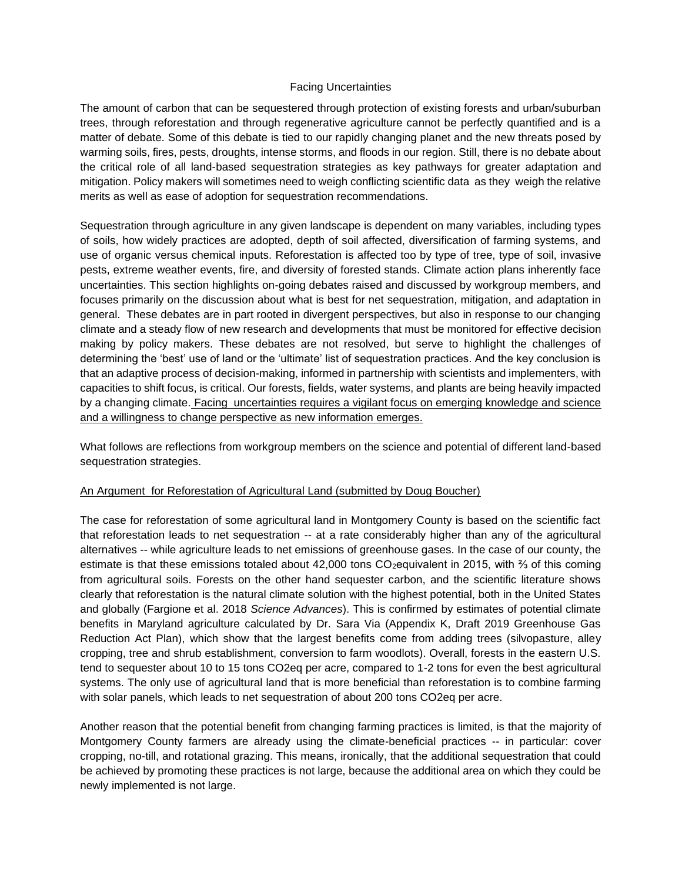## Facing Uncertainties

The amount of carbon that can be sequestered through protection of existing forests and urban/suburban trees, through reforestation and through regenerative agriculture cannot be perfectly quantified and is a matter of debate. Some of this debate is tied to our rapidly changing planet and the new threats posed by warming soils, fires, pests, droughts, intense storms, and floods in our region. Still, there is no debate about the critical role of all land-based sequestration strategies as key pathways for greater adaptation and mitigation. Policy makers will sometimes need to weigh conflicting scientific data as they weigh the relative merits as well as ease of adoption for sequestration recommendations.

Sequestration through agriculture in any given landscape is dependent on many variables, including types of soils, how widely practices are adopted, depth of soil affected, diversification of farming systems, and use of organic versus chemical inputs. Reforestation is affected too by type of tree, type of soil, invasive pests, extreme weather events, fire, and diversity of forested stands. Climate action plans inherently face uncertainties. This section highlights on-going debates raised and discussed by workgroup members, and focuses primarily on the discussion about what is best for net sequestration, mitigation, and adaptation in general. These debates are in part rooted in divergent perspectives, but also in response to our changing climate and a steady flow of new research and developments that must be monitored for effective decision making by policy makers. These debates are not resolved, but serve to highlight the challenges of determining the 'best' use of land or the 'ultimate' list of sequestration practices. And the key conclusion is that an adaptive process of decision-making, informed in partnership with scientists and implementers, with capacities to shift focus, is critical. Our forests, fields, water systems, and plants are being heavily impacted by a changing climate. Facing uncertainties requires a vigilant focus on emerging knowledge and science and a willingness to change perspective as new information emerges.

What follows are reflections from workgroup members on the science and potential of different land-based sequestration strategies.

### An Argument for Reforestation of Agricultural Land (submitted by Doug Boucher)

The case for reforestation of some agricultural land in Montgomery County is based on the scientific fact that reforestation leads to net sequestration -- at a rate considerably higher than any of the agricultural alternatives -- while agriculture leads to net emissions of greenhouse gases. In the case of our county, the estimate is that these emissions totaled about 42,000 tons $CO_2$equivalent in 2015, with ⅔ of this coming from agricultural soils. Forests on the other hand sequester carbon, and the scientific literature shows clearly that reforestation is the natural climate solution with the highest potential, both in the United States and globally (Fargione et al. 2018 *Science Advances*). This is confirmed by estimates of potential climate benefits in Maryland agriculture calculated by Dr. Sara Via (Appendix K, Draft 2019 Greenhouse Gas Reduction Act Plan), which show that the largest benefits come from adding trees (silvopasture, alley cropping, tree and shrub establishment, conversion to farm woodlots). Overall, forests in the eastern U.S. tend to sequester about 10 to 15 tons CO2eq per acre, compared to 1-2 tons for even the best agricultural systems. The only use of agricultural land that is more beneficial than reforestation is to combine farming with solar panels, which leads to net sequestration of about 200 tons CO2eq per acre.

Another reason that the potential benefit from changing farming practices is limited, is that the majority of Montgomery County farmers are already using the climate-beneficial practices -- in particular: cover cropping, no-till, and rotational grazing. This means, ironically, that the additional sequestration that could be achieved by promoting these practices is not large, because the additional area on which they could be newly implemented is not large.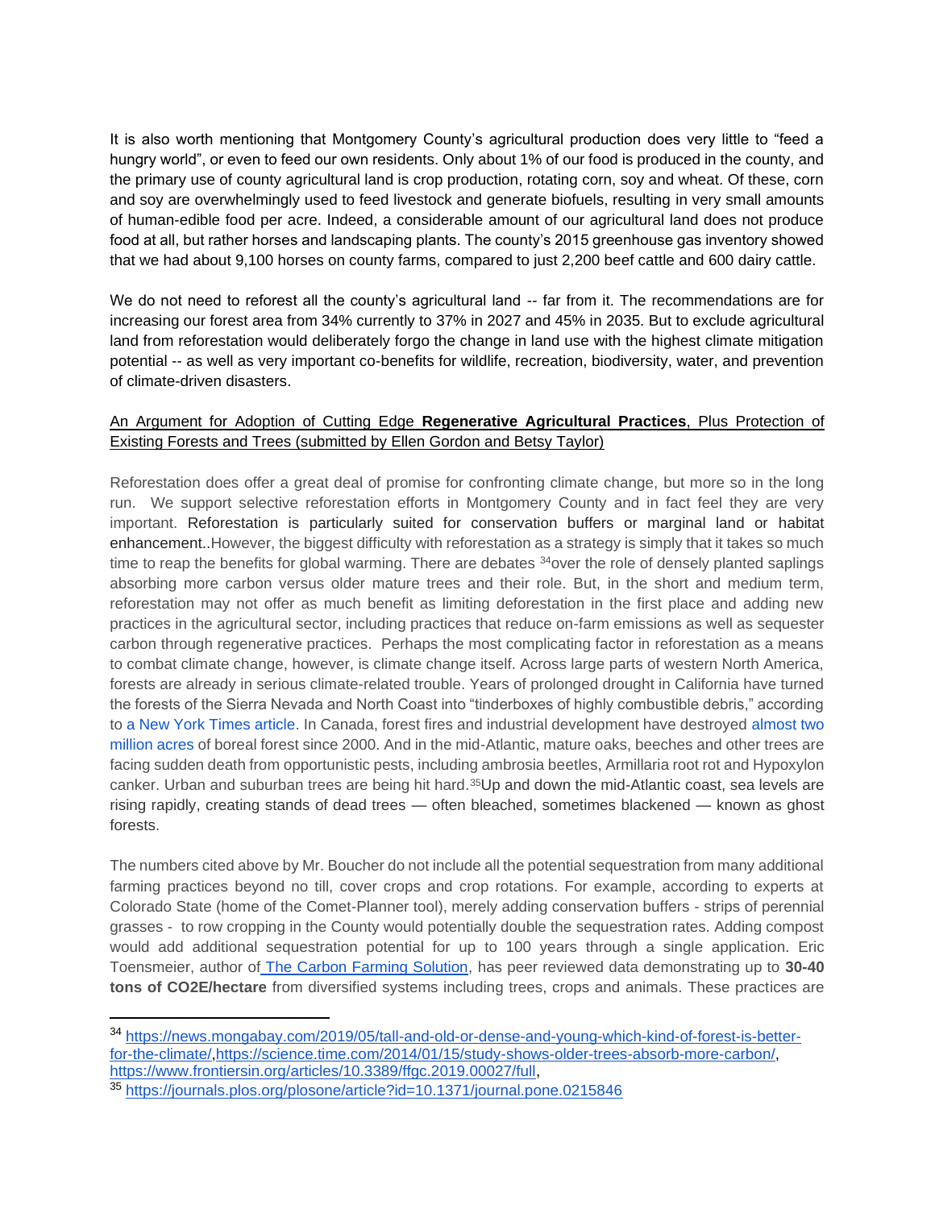It is also worth mentioning that Montgomery County's agricultural production does very little to "feed a hungry world", or even to feed our own residents. Only about 1% of our food is produced in the county, and the primary use of county agricultural land is crop production, rotating corn, soy and wheat. Of these, corn and soy are overwhelmingly used to feed livestock and generate biofuels, resulting in very small amounts of human-edible food per acre. Indeed, a considerable amount of our agricultural land does not produce food at all, but rather horses and landscaping plants. The county's 2015 greenhouse gas inventory showed that we had about 9,100 horses on county farms, compared to just 2,200 beef cattle and 600 dairy cattle.

We do not need to reforest all the county's agricultural land -- far from it. The recommendations are for increasing our forest area from 34% currently to 37% in 2027 and 45% in 2035. But to exclude agricultural land from reforestation would deliberately forgo the change in land use with the highest climate mitigation potential -- as well as very important co-benefits for wildlife, recreation, biodiversity, water, and prevention of climate-driven disasters.

An Argument for Adoption of Cutting Edge **Regenerative Agricultural Practices**, Plus Protection of Existing Forests and Trees (submitted by Ellen Gordon and Betsy Taylor)

Reforestation does offer a great deal of promise for confronting climate change, but more so in the long run. We support selective reforestation efforts in Montgomery County and in fact feel they are very important. Reforestation is particularly suited for conservation buffers or marginal land or habitat enhancement..However, the biggest difficulty with reforestation as a strategy is simply that it takes so much time to reap the benefits for global warming. There are debates [34]over the role of densely planted saplings absorbing more carbon versus older mature trees and their role. But, in the short and medium term, reforestation may not offer as much benefit as limiting deforestation in the first place and adding new practices in the agricultural sector, including practices that reduce on-farm emissions as well as sequester carbon through regenerative practices. Perhaps the most complicating factor in reforestation as a means to combat climate change, however, is climate change itself. Across large parts of western North America, forests are already in serious climate-related trouble. Years of prolonged drought in California have turned the forests of the Sierra Nevada and North Coast into "tinderboxes of highly combustible debris," according to a New York Times article. In Canada, forest fires and industrial development have destroyed almost two million acres of boreal forest since 2000. And in the mid-Atlantic, mature oaks, beeches and other trees are facing sudden death from opportunistic pests, including ambrosia beetles, Armillaria root rot and Hypoxylon canker. Urban and suburban trees are being hit hard.[35]Up and down the mid-Atlantic coast, sea levels are rising rapidly, creating stands of dead trees — often bleached, sometimes blackened — known as ghost forests.

The numbers cited above by Mr. Boucher do not include all the potential sequestration from many additional farming practices beyond no till, cover crops and crop rotations. For example, according to experts at Colorado State (home of the Comet-Planner tool), merely adding conservation buffers - strips of perennial grasses - to row cropping in the County would potentially double the sequestration rates. Adding compost would add additional sequestration potential for up to 100 years through a single application. Eric Toensmeier, author of The Carbon Farming Solution, has peer reviewed data demonstrating up to **30-40 tons of CO2E/hectare** from diversified systems including trees, crops and animals. These practices are

---

[34] https://news.mongabay.com/2019/05/tall-and-old-or-dense-and-young-which-kind-of-forest-is-better-for-the-climate/,https://science.time.com/2014/01/15/study-shows-older-trees-absorb-more-carbon/, https://www.frontiersin.org/articles/10.3389/ffgc.2019.00027/full,

[35] https://journals.plos.org/plosone/article?id=10.1371/journal.pone.0215846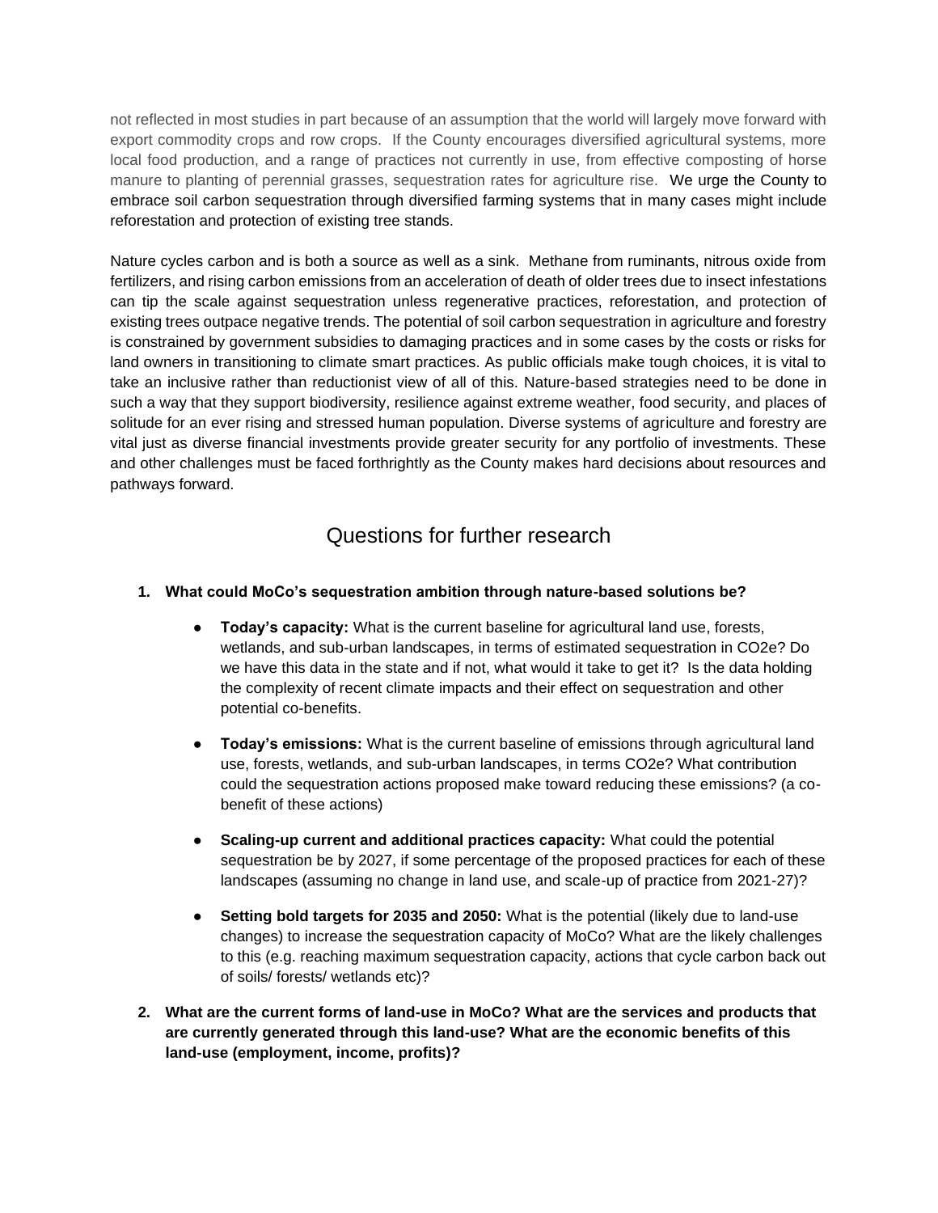not reflected in most studies in part because of an assumption that the world will largely move forward with export commodity crops and row crops. If the County encourages diversified agricultural systems, more local food production, and a range of practices not currently in use, from effective composting of horse manure to planting of perennial grasses, sequestration rates for agriculture rise. We urge the County to embrace soil carbon sequestration through diversified farming systems that in many cases might include reforestation and protection of existing tree stands.

Nature cycles carbon and is both a source as well as a sink. Methane from ruminants, nitrous oxide from fertilizers, and rising carbon emissions from an acceleration of death of older trees due to insect infestations can tip the scale against sequestration unless regenerative practices, reforestation, and protection of existing trees outpace negative trends. The potential of soil carbon sequestration in agriculture and forestry is constrained by government subsidies to damaging practices and in some cases by the costs or risks for land owners in transitioning to climate smart practices. As public officials make tough choices, it is vital to take an inclusive rather than reductionist view of all of this. Nature-based strategies need to be done in such a way that they support biodiversity, resilience against extreme weather, food security, and places of solitude for an ever rising and stressed human population. Diverse systems of agriculture and forestry are vital just as diverse financial investments provide greater security for any portfolio of investments. These and other challenges must be faced forthrightly as the County makes hard decisions about resources and pathways forward.

## Questions for further research

1. **What could MoCo's sequestration ambition through nature-based solutions be?**

    - **Today's capacity:** What is the current baseline for agricultural land use, forests, wetlands, and sub-urban landscapes, in terms of estimated sequestration in CO2e? Do we have this data in the state and if not, what would it take to get it? Is the data holding the complexity of recent climate impacts and their effect on sequestration and other potential co-benefits.

    - **Today's emissions:** What is the current baseline of emissions through agricultural land use, forests, wetlands, and sub-urban landscapes, in terms CO2e? What contribution could the sequestration actions proposed make toward reducing these emissions? (a co-benefit of these actions)

    - **Scaling-up current and additional practices capacity:** What could the potential sequestration be by 2027, if some percentage of the proposed practices for each of these landscapes (assuming no change in land use, and scale-up of practice from 2021-27)?

    - **Setting bold targets for 2035 and 2050:** What is the potential (likely due to land-use changes) to increase the sequestration capacity of MoCo? What are the likely challenges to this (e.g. reaching maximum sequestration capacity, actions that cycle carbon back out of soils/ forests/ wetlands etc)?

2. **What are the current forms of land-use in MoCo? What are the services and products that are currently generated through this land-use? What are the economic benefits of this land-use (employment, income, profits)?**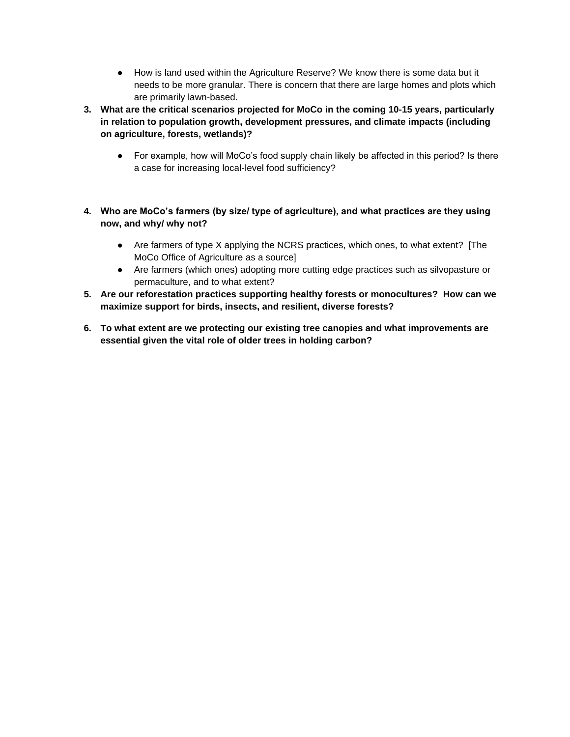- How is land used within the Agriculture Reserve? We know there is some data but it needs to be more granular. There is concern that there are large homes and plots which are primarily lawn-based.

3. **What are the critical scenarios projected for MoCo in the coming 10-15 years, particularly in relation to population growth, development pressures, and climate impacts (including on agriculture, forests, wetlands)?**

    - For example, how will MoCo's food supply chain likely be affected in this period? Is there a case for increasing local-level food sufficiency?

4. **Who are MoCo's farmers (by size/ type of agriculture), and what practices are they using now, and why/ why not?**

    - Are farmers of type X applying the NCRS practices, which ones, to what extent? [The MoCo Office of Agriculture as a source]
    - Are farmers (which ones) adopting more cutting edge practices such as silvopasture or permaculture, and to what extent?

5. **Are our reforestation practices supporting healthy forests or monocultures? How can we maximize support for birds, insects, and resilient, diverse forests?**

6. **To what extent are we protecting our existing tree canopies and what improvements are essential given the vital role of older trees in holding carbon?**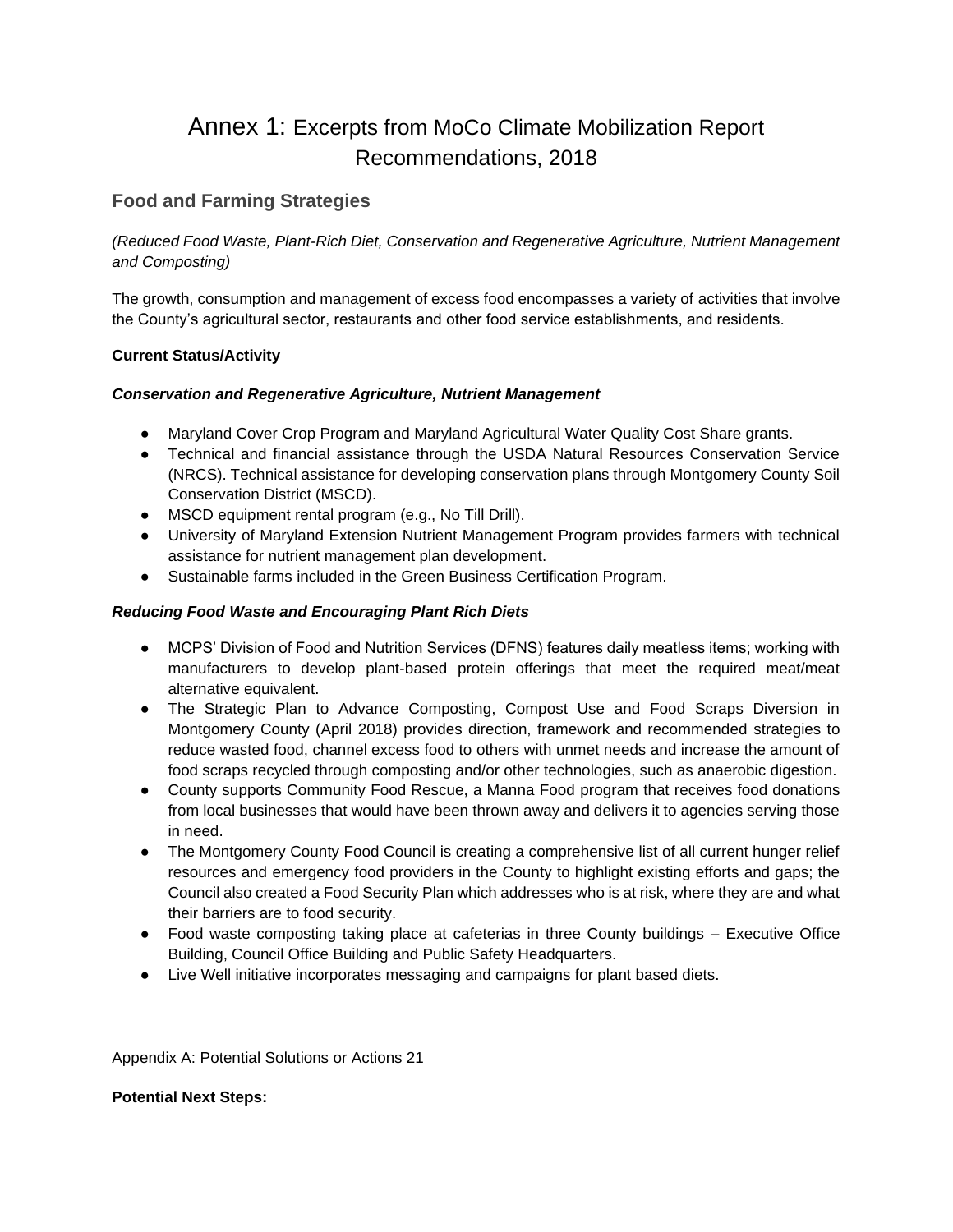# Annex 1: Excerpts from MoCo Climate Mobilization Report Recommendations, 2018

## Food and Farming Strategies

*(Reduced Food Waste, Plant-Rich Diet, Conservation and Regenerative Agriculture, Nutrient Management and Composting)*

The growth, consumption and management of excess food encompasses a variety of activities that involve the County's agricultural sector, restaurants and other food service establishments, and residents.

**Current Status/Activity**

***Conservation and Regenerative Agriculture, Nutrient Management***

- Maryland Cover Crop Program and Maryland Agricultural Water Quality Cost Share grants.
- Technical and financial assistance through the USDA Natural Resources Conservation Service (NRCS). Technical assistance for developing conservation plans through Montgomery County Soil Conservation District (MSCD).
- MSCD equipment rental program (e.g., No Till Drill).
- University of Maryland Extension Nutrient Management Program provides farmers with technical assistance for nutrient management plan development.
- Sustainable farms included in the Green Business Certification Program.

***Reducing Food Waste and Encouraging Plant Rich Diets***

- MCPS' Division of Food and Nutrition Services (DFNS) features daily meatless items; working with manufacturers to develop plant-based protein offerings that meet the required meat/meat alternative equivalent.
- The Strategic Plan to Advance Composting, Compost Use and Food Scraps Diversion in Montgomery County (April 2018) provides direction, framework and recommended strategies to reduce wasted food, channel excess food to others with unmet needs and increase the amount of food scraps recycled through composting and/or other technologies, such as anaerobic digestion.
- County supports Community Food Rescue, a Manna Food program that receives food donations from local businesses that would have been thrown away and delivers it to agencies serving those in need.
- The Montgomery County Food Council is creating a comprehensive list of all current hunger relief resources and emergency food providers in the County to highlight existing efforts and gaps; the Council also created a Food Security Plan which addresses who is at risk, where they are and what their barriers are to food security.
- Food waste composting taking place at cafeterias in three County buildings – Executive Office Building, Council Office Building and Public Safety Headquarters.
- Live Well initiative incorporates messaging and campaigns for plant based diets.

Appendix A: Potential Solutions or Actions 21

**Potential Next Steps:**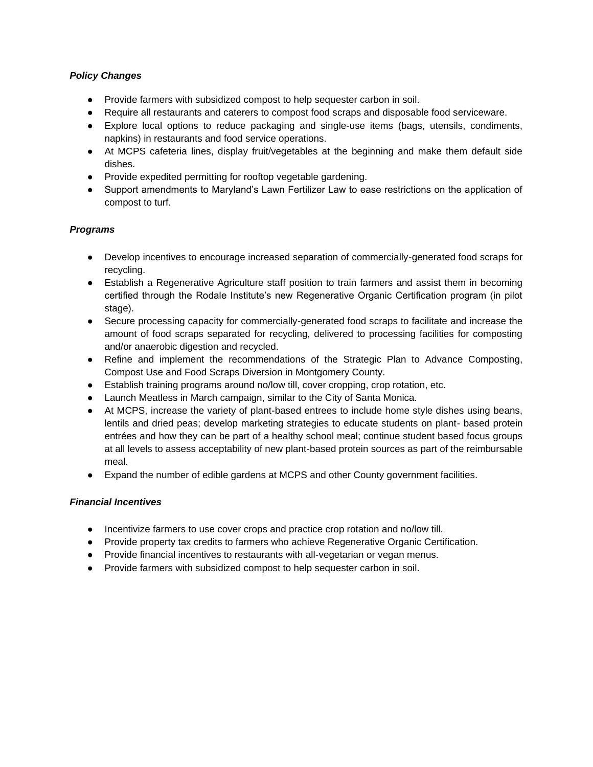***Policy Changes***

- Provide farmers with subsidized compost to help sequester carbon in soil.
- Require all restaurants and caterers to compost food scraps and disposable food serviceware.
- Explore local options to reduce packaging and single-use items (bags, utensils, condiments, napkins) in restaurants and food service operations.
- At MCPS cafeteria lines, display fruit/vegetables at the beginning and make them default side dishes.
- Provide expedited permitting for rooftop vegetable gardening.
- Support amendments to Maryland's Lawn Fertilizer Law to ease restrictions on the application of compost to turf.

***Programs***

- Develop incentives to encourage increased separation of commercially-generated food scraps for recycling.
- Establish a Regenerative Agriculture staff position to train farmers and assist them in becoming certified through the Rodale Institute's new Regenerative Organic Certification program (in pilot stage).
- Secure processing capacity for commercially-generated food scraps to facilitate and increase the amount of food scraps separated for recycling, delivered to processing facilities for composting and/or anaerobic digestion and recycled.
- Refine and implement the recommendations of the Strategic Plan to Advance Composting, Compost Use and Food Scraps Diversion in Montgomery County.
- Establish training programs around no/low till, cover cropping, crop rotation, etc.
- Launch Meatless in March campaign, similar to the City of Santa Monica.
- At MCPS, increase the variety of plant-based entrees to include home style dishes using beans, lentils and dried peas; develop marketing strategies to educate students on plant- based protein entrées and how they can be part of a healthy school meal; continue student based focus groups at all levels to assess acceptability of new plant-based protein sources as part of the reimbursable meal.
- Expand the number of edible gardens at MCPS and other County government facilities.

***Financial Incentives***

- Incentivize farmers to use cover crops and practice crop rotation and no/low till.
- Provide property tax credits to farmers who achieve Regenerative Organic Certification.
- Provide financial incentives to restaurants with all-vegetarian or vegan menus.
- Provide farmers with subsidized compost to help sequester carbon in soil.